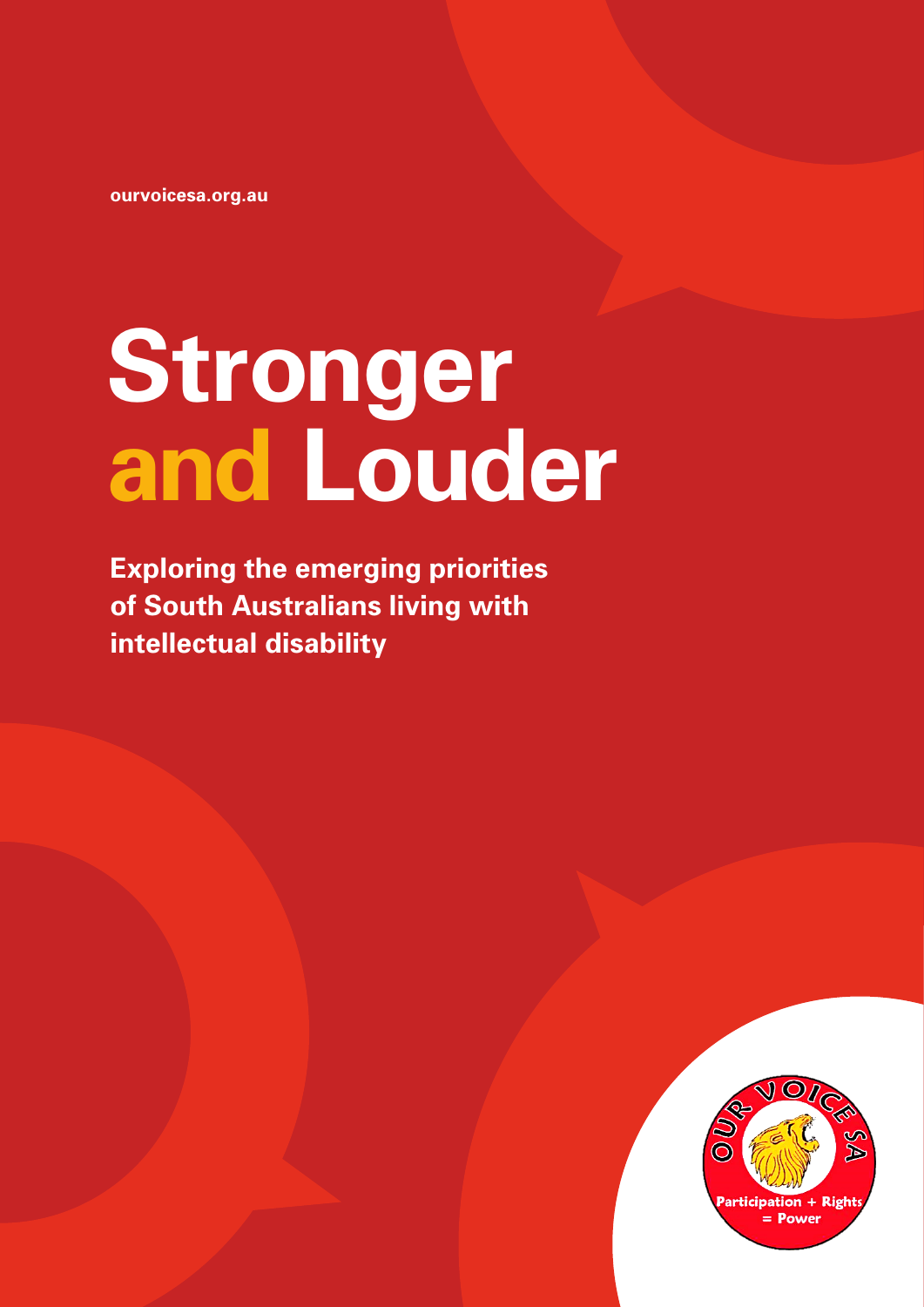ourvoicesa.org.au

# Stronger and Louder

**Exploring the emerging priorities of South Australians living with intellectual disability**

OUR VOICE SA

Participation + Rights = Power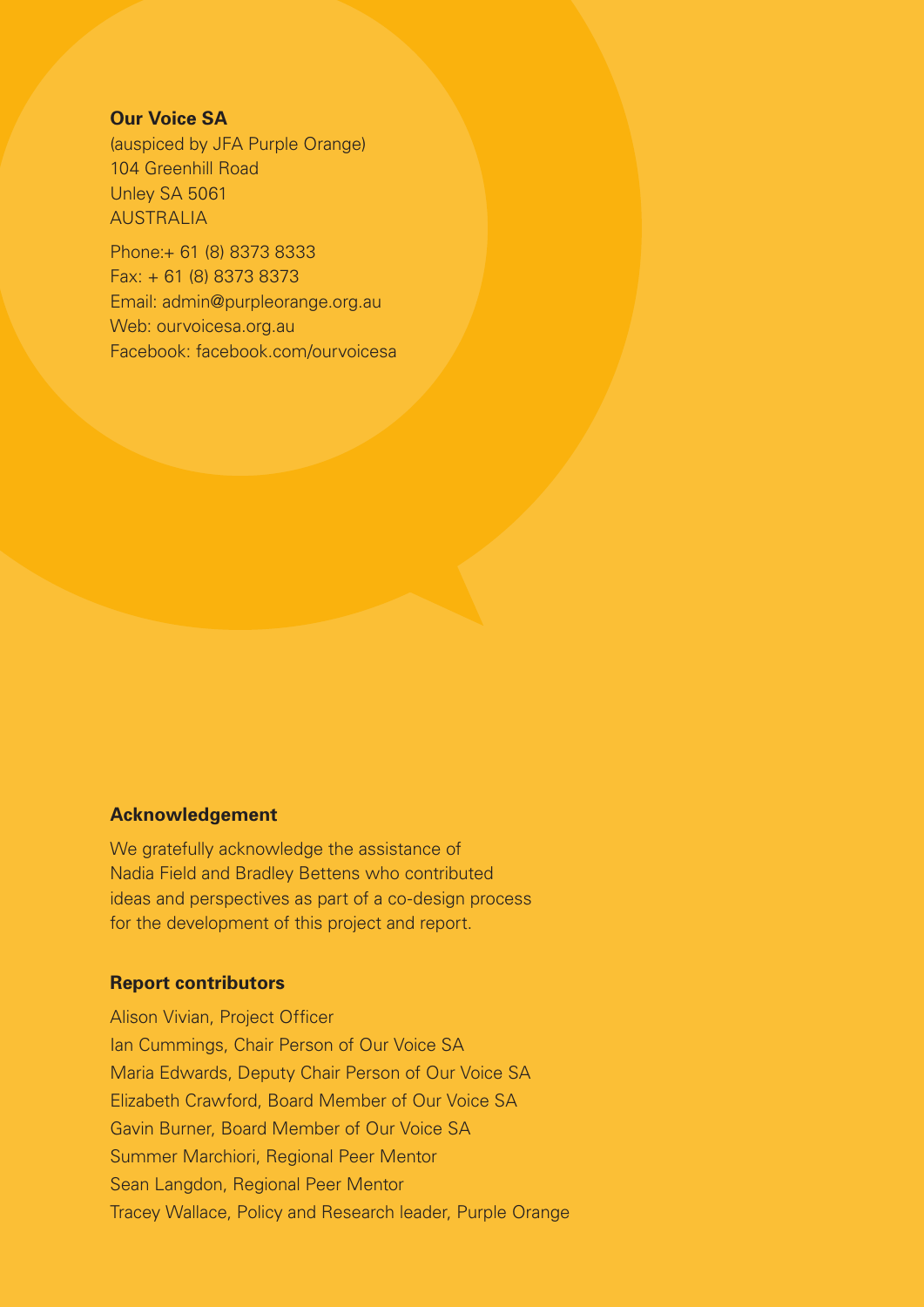**Our Voice SA**

(auspiced by JFA Purple Orange)
104 Greenhill Road
Unley SA 5061
AUSTRALIA

Phone:+ 61 (8) 8373 8333
Fax: + 61 (8) 8373 8373
Email: admin@purpleorange.org.au
Web: ourvoicesa.org.au
Facebook: facebook.com/ourvoicesa

**Acknowledgement**

We gratefully acknowledge the assistance of Nadia Field and Bradley Bettens who contributed ideas and perspectives as part of a co-design process for the development of this project and report.

**Report contributors**

Alison Vivian, Project Officer
Ian Cummings, Chair Person of Our Voice SA
Maria Edwards, Deputy Chair Person of Our Voice SA
Elizabeth Crawford, Board Member of Our Voice SA
Gavin Burner, Board Member of Our Voice SA
Summer Marchiori, Regional Peer Mentor
Sean Langdon, Regional Peer Mentor
Tracey Wallace, Policy and Research leader, Purple Orange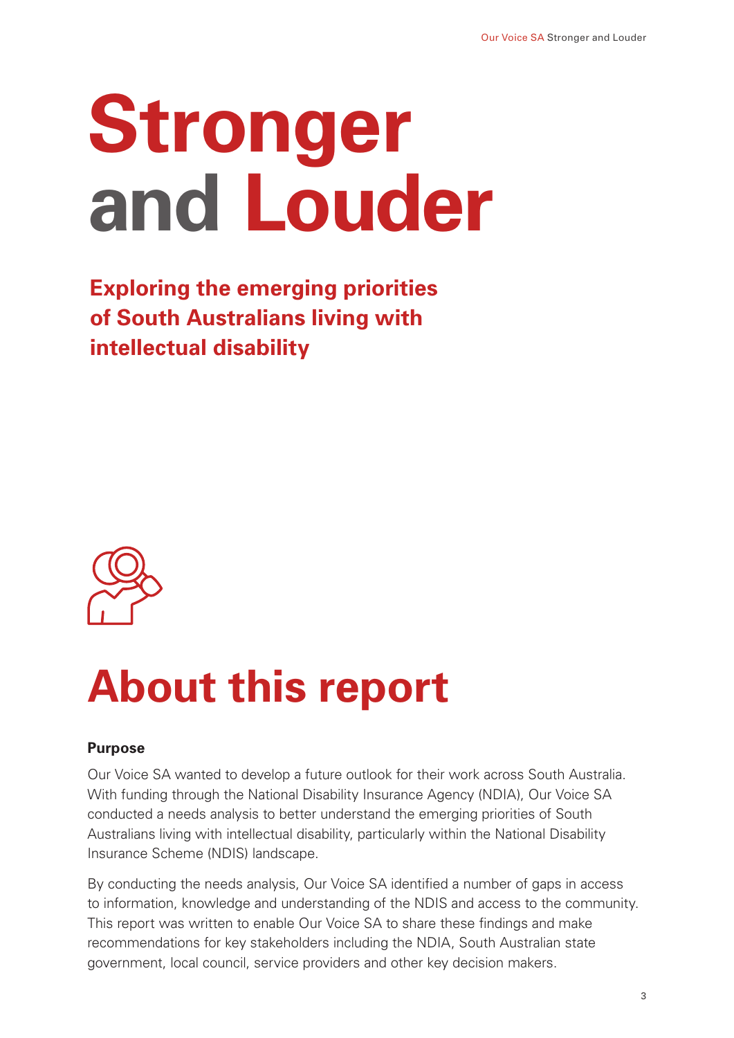# Stronger and Louder

**Exploring the emerging priorities of South Australians living with intellectual disability**

# About this report

**Purpose**

Our Voice SA wanted to develop a future outlook for their work across South Australia. With funding through the National Disability Insurance Agency (NDIA), Our Voice SA conducted a needs analysis to better understand the emerging priorities of South Australians living with intellectual disability, particularly within the National Disability Insurance Scheme (NDIS) landscape.

By conducting the needs analysis, Our Voice SA identified a number of gaps in access to information, knowledge and understanding of the NDIS and access to the community. This report was written to enable Our Voice SA to share these findings and make recommendations for key stakeholders including the NDIA, South Australian state government, local council, service providers and other key decision makers.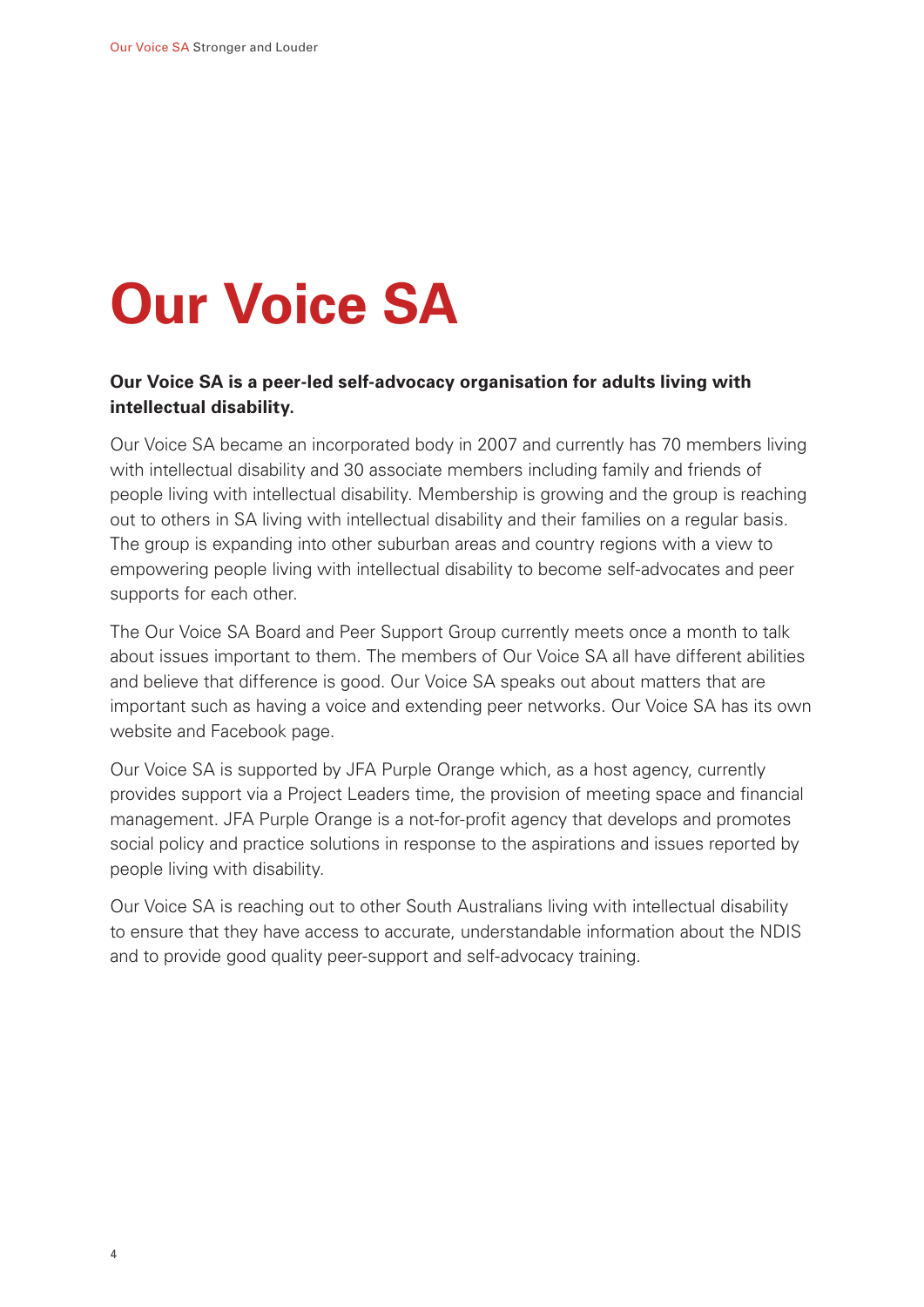# Our Voice SA

**Our Voice SA is a peer-led self-advocacy organisation for adults living with intellectual disability.**

Our Voice SA became an incorporated body in 2007 and currently has 70 members living with intellectual disability and 30 associate members including family and friends of people living with intellectual disability. Membership is growing and the group is reaching out to others in SA living with intellectual disability and their families on a regular basis. The group is expanding into other suburban areas and country regions with a view to empowering people living with intellectual disability to become self-advocates and peer supports for each other.

The Our Voice SA Board and Peer Support Group currently meets once a month to talk about issues important to them. The members of Our Voice SA all have different abilities and believe that difference is good. Our Voice SA speaks out about matters that are important such as having a voice and extending peer networks. Our Voice SA has its own website and Facebook page.

Our Voice SA is supported by JFA Purple Orange which, as a host agency, currently provides support via a Project Leaders time, the provision of meeting space and financial management. JFA Purple Orange is a not-for-profit agency that develops and promotes social policy and practice solutions in response to the aspirations and issues reported by people living with disability.

Our Voice SA is reaching out to other South Australians living with intellectual disability to ensure that they have access to accurate, understandable information about the NDIS and to provide good quality peer-support and self-advocacy training.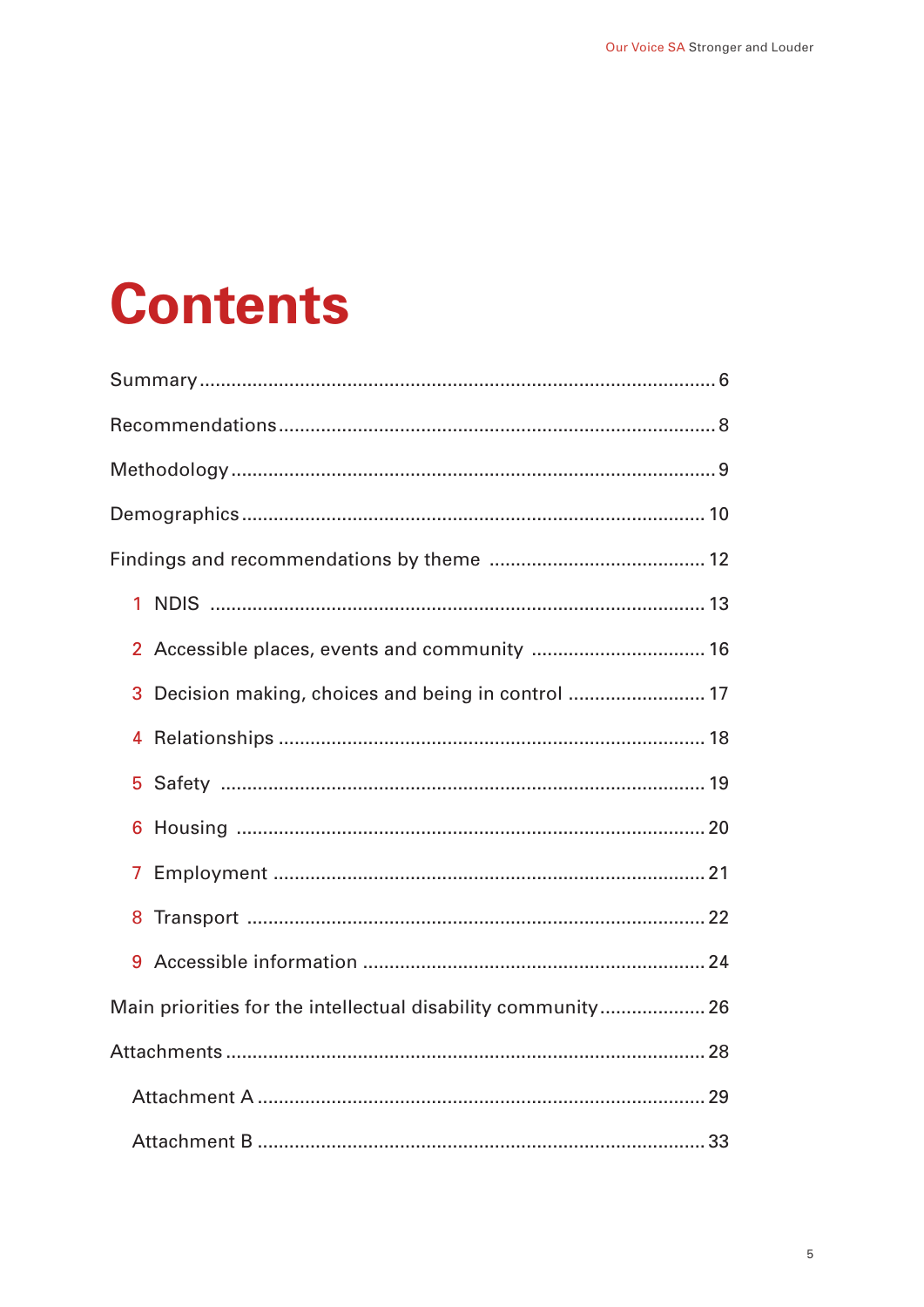# Contents

- Summary ... 6
- Recommendations ... 8
- Methodology ... 9
- Demographics ... 10
- Findings and recommendations by theme ... 12
  1. NDIS ... 13
  2. Accessible places, events and community ... 16
  3. Decision making, choices and being in control ... 17
  4. Relationships ... 18
  5. Safety ... 19
  6. Housing ... 20
  7. Employment ... 21
  8. Transport ... 22
  9. Accessible information ... 24
- Main priorities for the intellectual disability community ... 26
- Attachments ... 28
  - Attachment A ... 29
  - Attachment B ... 33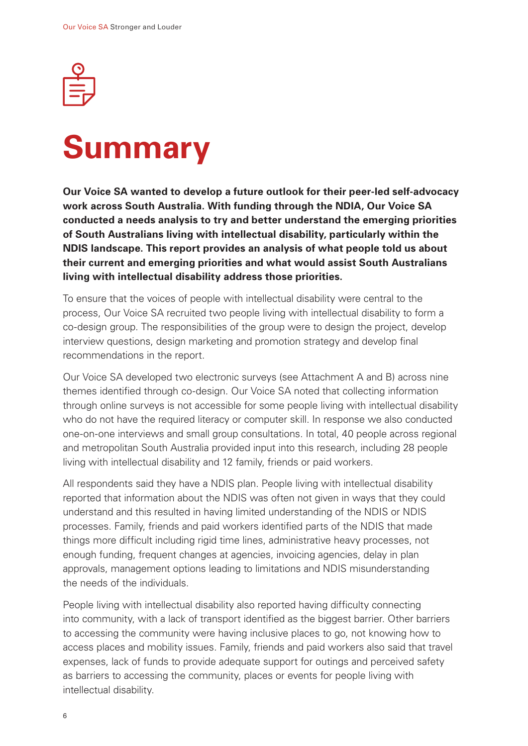# Summary

**Our Voice SA wanted to develop a future outlook for their peer-led self-advocacy work across South Australia. With funding through the NDIA, Our Voice SA conducted a needs analysis to try and better understand the emerging priorities of South Australians living with intellectual disability, particularly within the NDIS landscape. This report provides an analysis of what people told us about their current and emerging priorities and what would assist South Australians living with intellectual disability address those priorities.**

To ensure that the voices of people with intellectual disability were central to the process, Our Voice SA recruited two people living with intellectual disability to form a co-design group. The responsibilities of the group were to design the project, develop interview questions, design marketing and promotion strategy and develop final recommendations in the report.

Our Voice SA developed two electronic surveys (see Attachment A and B) across nine themes identified through co-design. Our Voice SA noted that collecting information through online surveys is not accessible for some people living with intellectual disability who do not have the required literacy or computer skill. In response we also conducted one-on-one interviews and small group consultations. In total, 40 people across regional and metropolitan South Australia provided input into this research, including 28 people living with intellectual disability and 12 family, friends or paid workers.

All respondents said they have a NDIS plan. People living with intellectual disability reported that information about the NDIS was often not given in ways that they could understand and this resulted in having limited understanding of the NDIS or NDIS processes. Family, friends and paid workers identified parts of the NDIS that made things more difficult including rigid time lines, administrative heavy processes, not enough funding, frequent changes at agencies, invoicing agencies, delay in plan approvals, management options leading to limitations and NDIS misunderstanding the needs of the individuals.

People living with intellectual disability also reported having difficulty connecting into community, with a lack of transport identified as the biggest barrier. Other barriers to accessing the community were having inclusive places to go, not knowing how to access places and mobility issues. Family, friends and paid workers also said that travel expenses, lack of funds to provide adequate support for outings and perceived safety as barriers to accessing the community, places or events for people living with intellectual disability.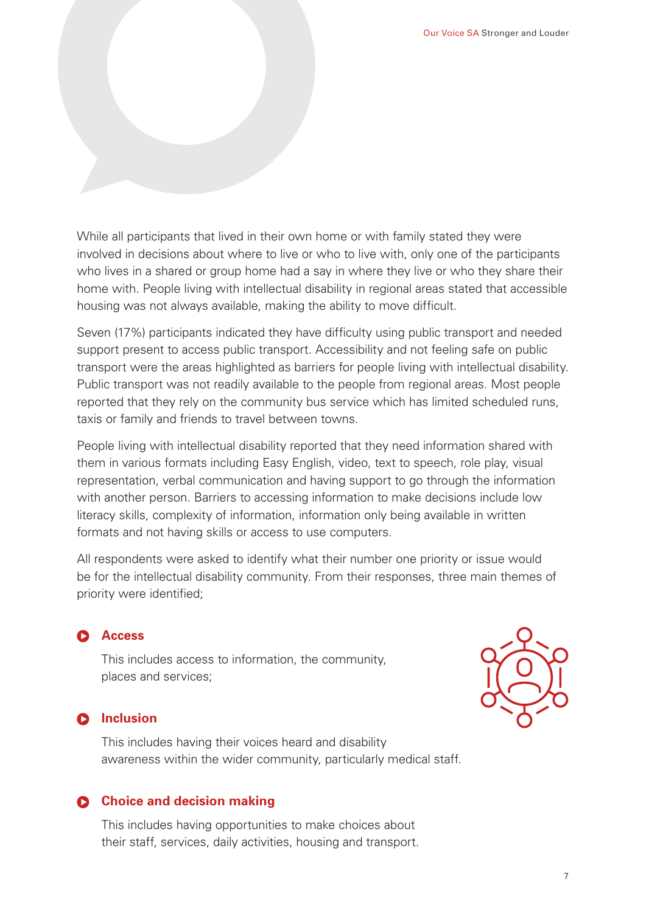While all participants that lived in their own home or with family stated they were involved in decisions about where to live or who to live with, only one of the participants who lives in a shared or group home had a say in where they live or who they share their home with. People living with intellectual disability in regional areas stated that accessible housing was not always available, making the ability to move difficult.

Seven (17%) participants indicated they have difficulty using public transport and needed support present to access public transport. Accessibility and not feeling safe on public transport were the areas highlighted as barriers for people living with intellectual disability. Public transport was not readily available to the people from regional areas. Most people reported that they rely on the community bus service which has limited scheduled runs, taxis or family and friends to travel between towns.

People living with intellectual disability reported that they need information shared with them in various formats including Easy English, video, text to speech, role play, visual representation, verbal communication and having support to go through the information with another person. Barriers to accessing information to make decisions include low literacy skills, complexity of information, information only being available in written formats and not having skills or access to use computers.

All respondents were asked to identify what their number one priority or issue would be for the intellectual disability community. From their responses, three main themes of priority were identified;

- **Access**

  This includes access to information, the community, places and services;

- **Inclusion**

  This includes having their voices heard and disability awareness within the wider community, particularly medical staff.

- **Choice and decision making**

  This includes having opportunities to make choices about their staff, services, daily activities, housing and transport.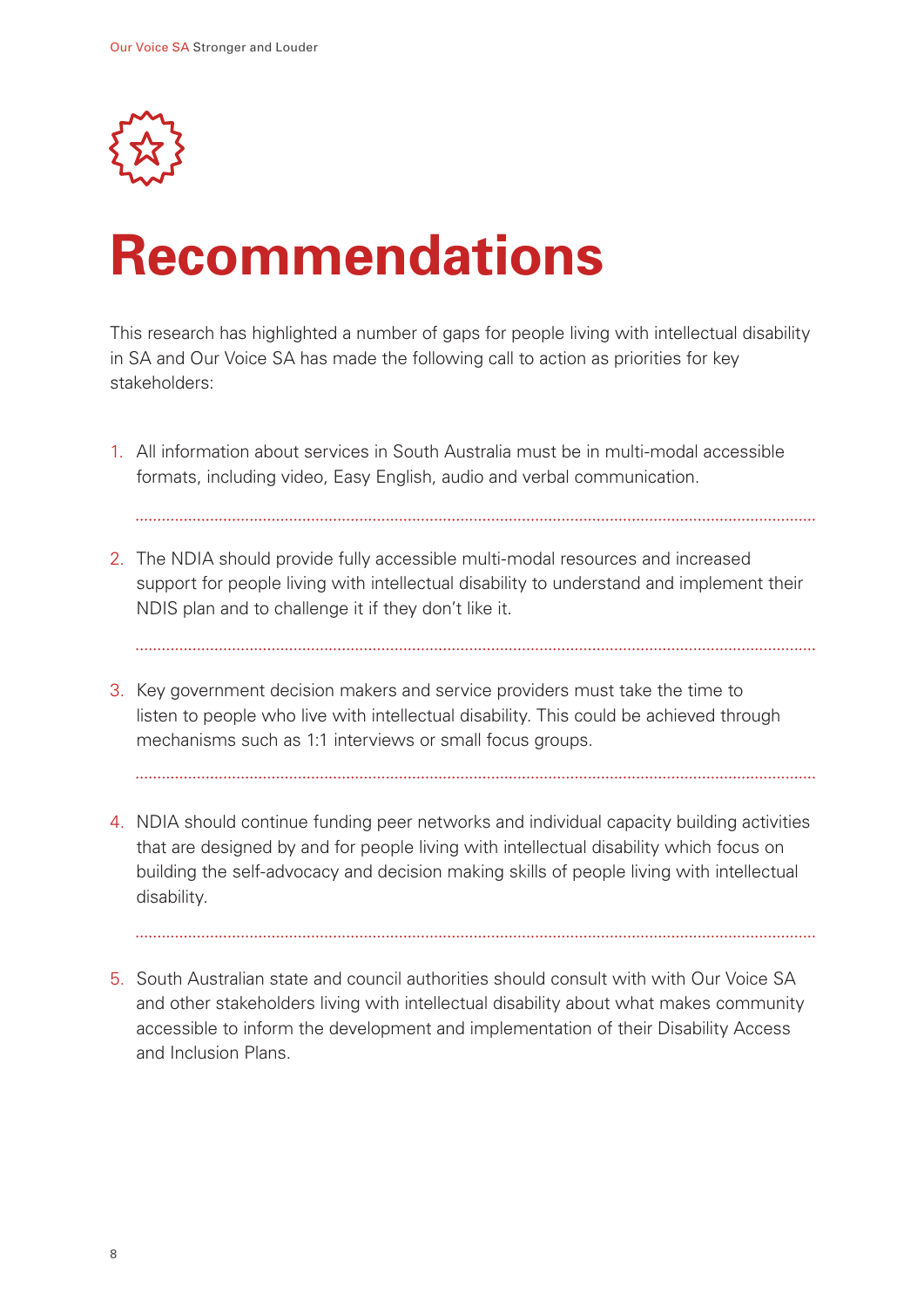# Recommendations

This research has highlighted a number of gaps for people living with intellectual disability in SA and Our Voice SA has made the following call to action as priorities for key stakeholders:

1. All information about services in South Australia must be in multi-modal accessible formats, including video, Easy English, audio and verbal communication.

2. The NDIA should provide fully accessible multi-modal resources and increased support for people living with intellectual disability to understand and implement their NDIS plan and to challenge it if they don't like it.

3. Key government decision makers and service providers must take the time to listen to people who live with intellectual disability. This could be achieved through mechanisms such as 1:1 interviews or small focus groups.

4. NDIA should continue funding peer networks and individual capacity building activities that are designed by and for people living with intellectual disability which focus on building the self-advocacy and decision making skills of people living with intellectual disability.

5. South Australian state and council authorities should consult with with Our Voice SA and other stakeholders living with intellectual disability about what makes community accessible to inform the development and implementation of their Disability Access and Inclusion Plans.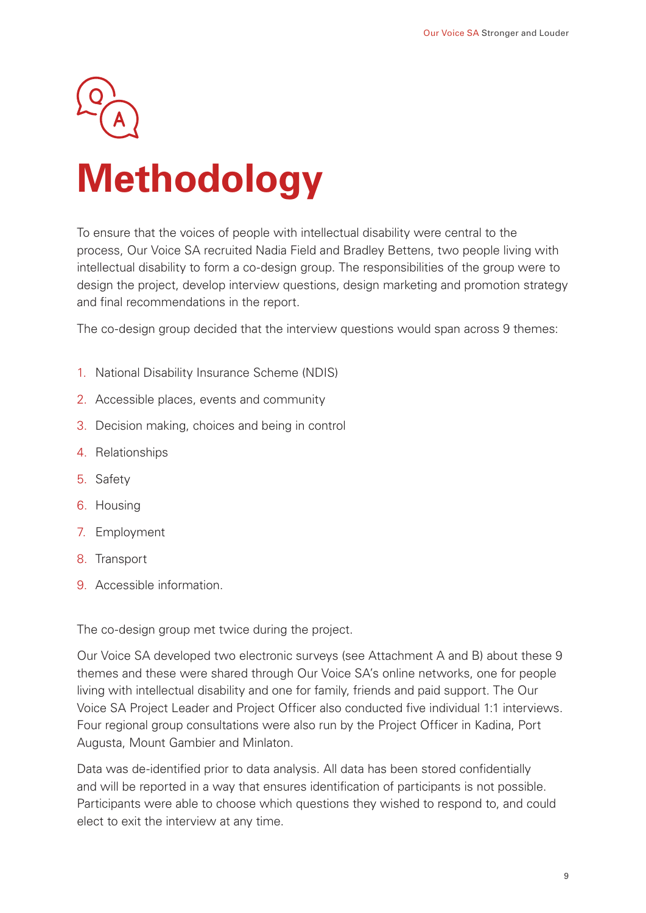# Methodology

To ensure that the voices of people with intellectual disability were central to the process, Our Voice SA recruited Nadia Field and Bradley Bettens, two people living with intellectual disability to form a co-design group. The responsibilities of the group were to design the project, develop interview questions, design marketing and promotion strategy and final recommendations in the report.

The co-design group decided that the interview questions would span across 9 themes:

1. National Disability Insurance Scheme (NDIS)
2. Accessible places, events and community
3. Decision making, choices and being in control
4. Relationships
5. Safety
6. Housing
7. Employment
8. Transport
9. Accessible information.

The co-design group met twice during the project.

Our Voice SA developed two electronic surveys (see Attachment A and B) about these 9 themes and these were shared through Our Voice SA's online networks, one for people living with intellectual disability and one for family, friends and paid support. The Our Voice SA Project Leader and Project Officer also conducted five individual 1:1 interviews. Four regional group consultations were also run by the Project Officer in Kadina, Port Augusta, Mount Gambier and Minlaton.

Data was de-identified prior to data analysis. All data has been stored confidentially and will be reported in a way that ensures identification of participants is not possible. Participants were able to choose which questions they wished to respond to, and could elect to exit the interview at any time.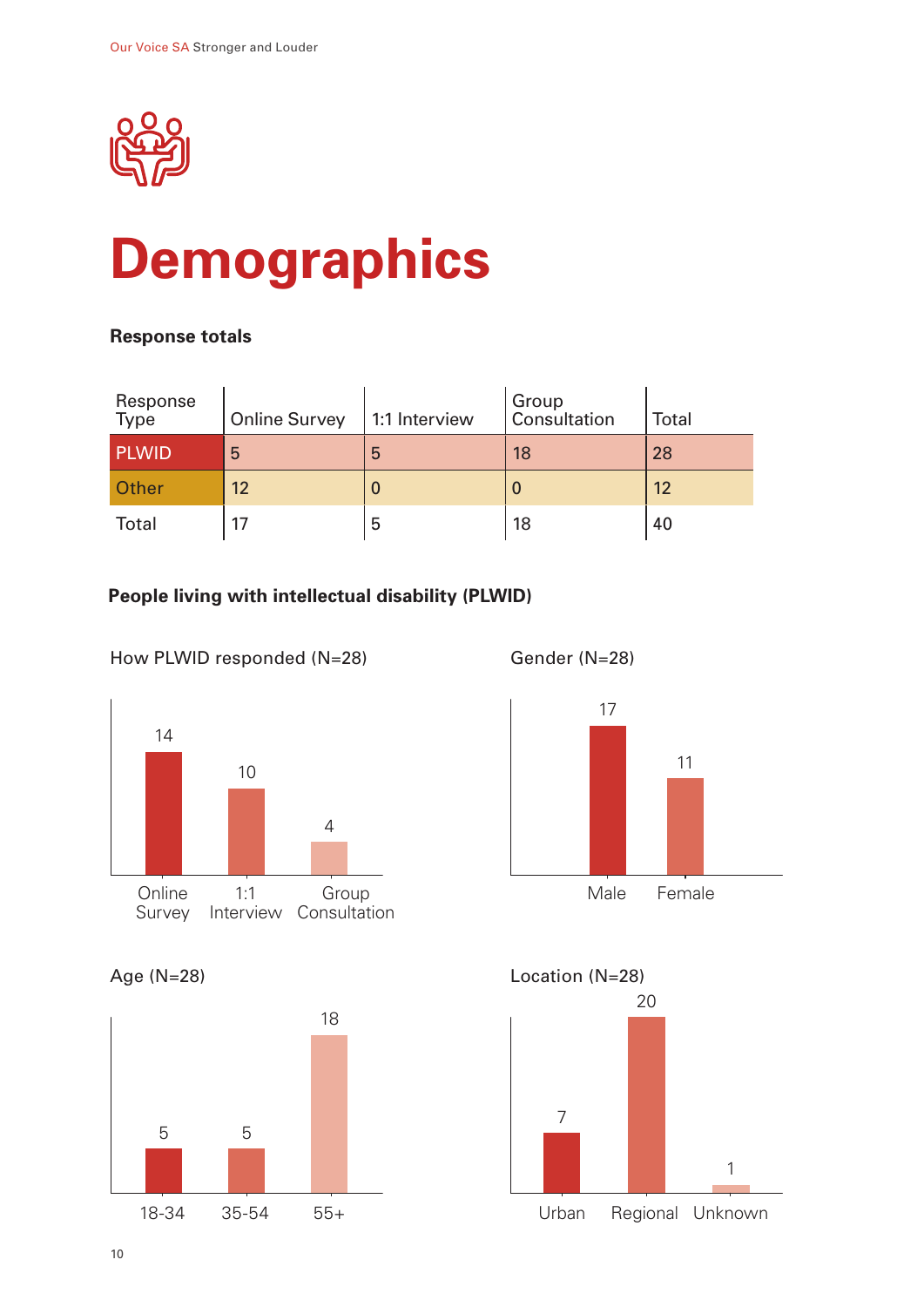# Demographics

**Response totals**

| Response Type | Online Survey | 1:1 Interview | Group Consultation | Total |
|---|---|---|---|---|
| PLWID | 5 | 5 | 18 | 28 |
| Other | 12 | 0 | 0 | 12 |
| Total | 17 | 5 | 18 | 40 |

**People living with intellectual disability (PLWID)**

How PLWID responded (N=28)

| Online Survey | 1:1 Interview | Group Consultation |
|---|---|---|
| 14 | 10 | 4 |

Gender (N=28)

| Male | Female |
|---|---|
| 17 | 11 |

Age (N=28)

| 18-34 | 35-54 | 55+ |
|---|---|---|
| 5 | 5 | 18 |

Location (N=28)

| Urban | Regional | Unknown |
|---|---|---|
| 7 | 20 | 1 |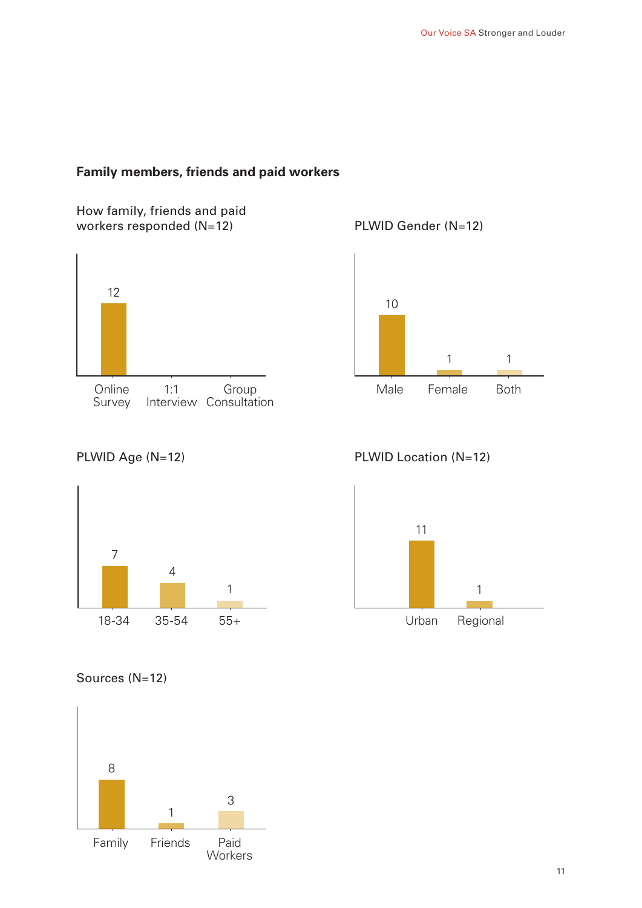## Family members, friends and paid workers

How family, friends and paid workers responded (N=12)

| Online Survey | 1:1 Interview | Group Consultation |
|---|---|---|
| 12 | | |

PLWID Gender (N=12)

| Male | Female | Both |
|---|---|---|
| 10 | 1 | 1 |

PLWID Age (N=12)

| 18-34 | 35-54 | 55+ |
|---|---|---|
| 7 | 4 | 1 |

PLWID Location (N=12)

| Urban | Regional |
|---|---|
| 11 | 1 |

Sources (N=12)

| Family | Friends | Paid Workers |
|---|---|---|
| 8 | 1 | 3 |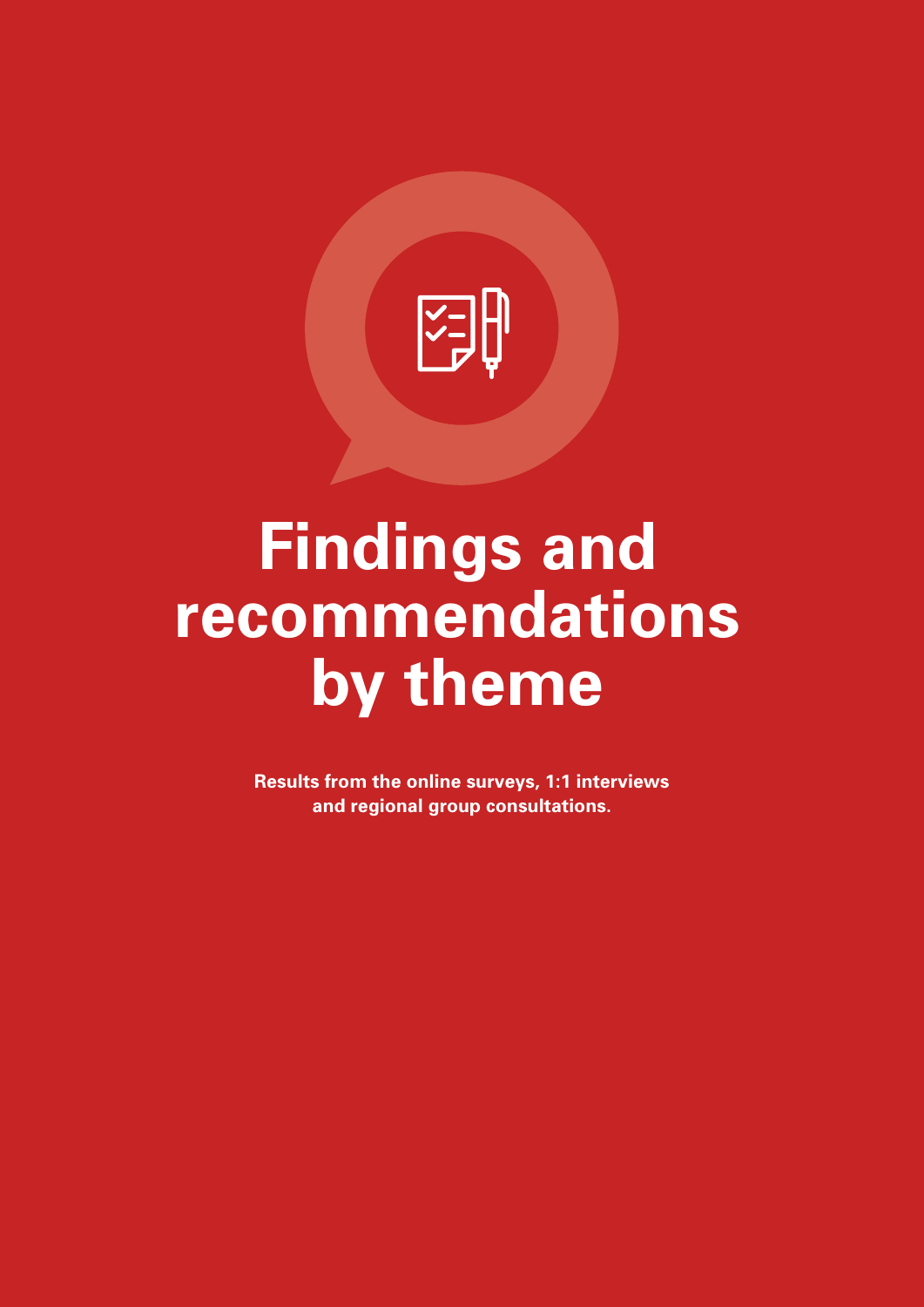# Findings and recommendations by theme

**Results from the online surveys, 1:1 interviews and regional group consultations.**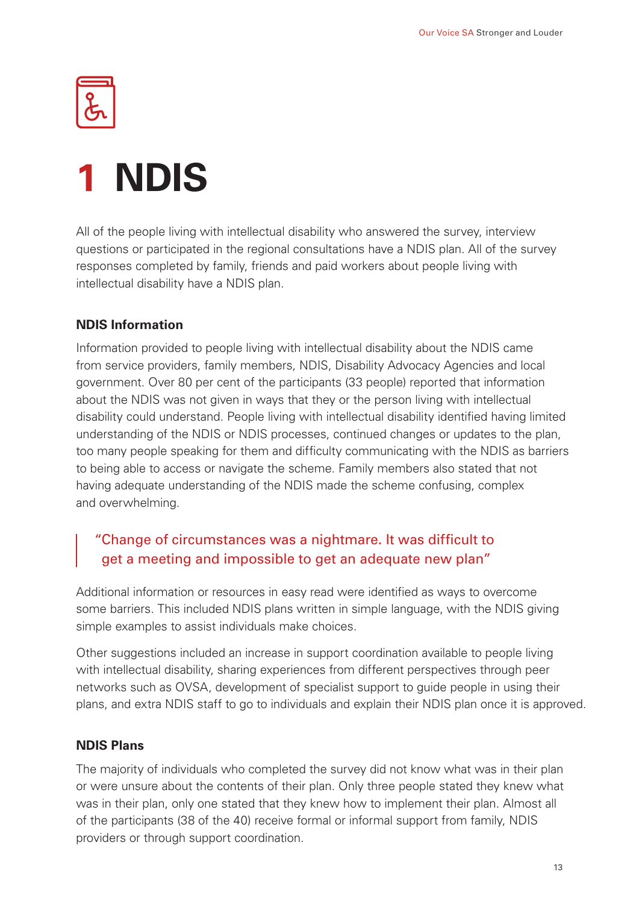# 1 NDIS

All of the people living with intellectual disability who answered the survey, interview questions or participated in the regional consultations have a NDIS plan. All of the survey responses completed by family, friends and paid workers about people living with intellectual disability have a NDIS plan.

## NDIS Information

Information provided to people living with intellectual disability about the NDIS came from service providers, family members, NDIS, Disability Advocacy Agencies and local government. Over 80 per cent of the participants (33 people) reported that information about the NDIS was not given in ways that they or the person living with intellectual disability could understand. People living with intellectual disability identified having limited understanding of the NDIS or NDIS processes, continued changes or updates to the plan, too many people speaking for them and difficulty communicating with the NDIS as barriers to being able to access or navigate the scheme. Family members also stated that not having adequate understanding of the NDIS made the scheme confusing, complex and overwhelming.

> "Change of circumstances was a nightmare. It was difficult to get a meeting and impossible to get an adequate new plan"

Additional information or resources in easy read were identified as ways to overcome some barriers. This included NDIS plans written in simple language, with the NDIS giving simple examples to assist individuals make choices.

Other suggestions included an increase in support coordination available to people living with intellectual disability, sharing experiences from different perspectives through peer networks such as OVSA, development of specialist support to guide people in using their plans, and extra NDIS staff to go to individuals and explain their NDIS plan once it is approved.

## NDIS Plans

The majority of individuals who completed the survey did not know what was in their plan or were unsure about the contents of their plan. Only three people stated they knew what was in their plan, only one stated that they knew how to implement their plan. Almost all of the participants (38 of the 40) receive formal or informal support from family, NDIS providers or through support coordination.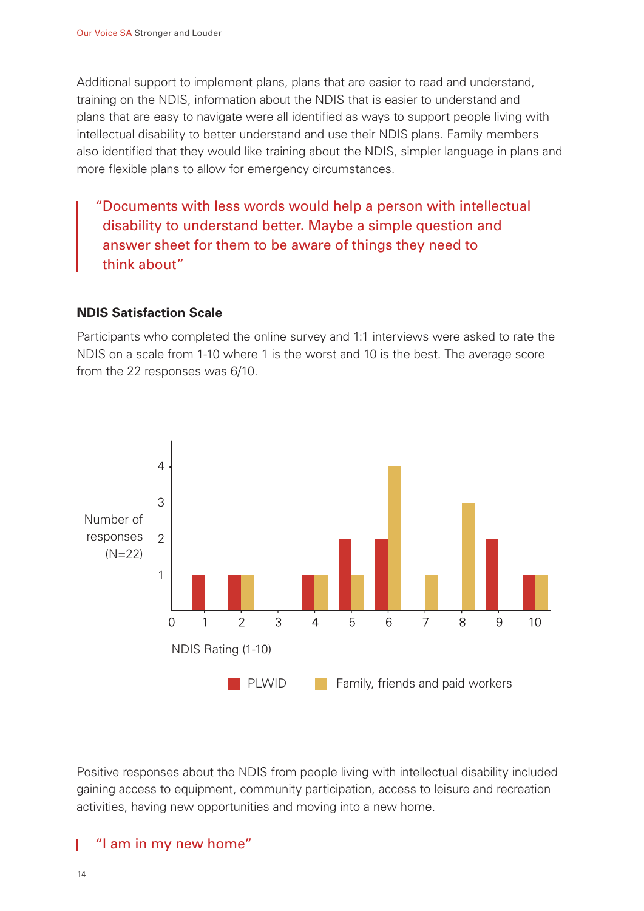Additional support to implement plans, plans that are easier to read and understand, training on the NDIS, information about the NDIS that is easier to understand and plans that are easy to navigate were all identified as ways to support people living with intellectual disability to better understand and use their NDIS plans. Family members also identified that they would like training about the NDIS, simpler language in plans and more flexible plans to allow for emergency circumstances.

> "Documents with less words would help a person with intellectual disability to understand better. Maybe a simple question and answer sheet for them to be aware of things they need to think about"

### NDIS Satisfaction Scale

Participants who completed the online survey and 1:1 interviews were asked to rate the NDIS on a scale from 1-10 where 1 is the worst and 10 is the best. The average score from the 22 responses was 6/10.

Number of responses (N=22)

| NDIS Rating (1-10) | PLWID | Family, friends and paid workers |
| --- | --- | --- |
| 1 | 1 | 0 |
| 2 | 1 | 1 |
| 3 | 0 | 0 |
| 4 | 1 | 1 |
| 5 | 2 | 1 |
| 6 | 2 | 4 |
| 7 | 0 | 1 |
| 8 | 0 | 3 |
| 9 | 2 | 0 |
| 10 | 1 | 1 |

Positive responses about the NDIS from people living with intellectual disability included gaining access to equipment, community participation, access to leisure and recreation activities, having new opportunities and moving into a new home.

> "I am in my new home"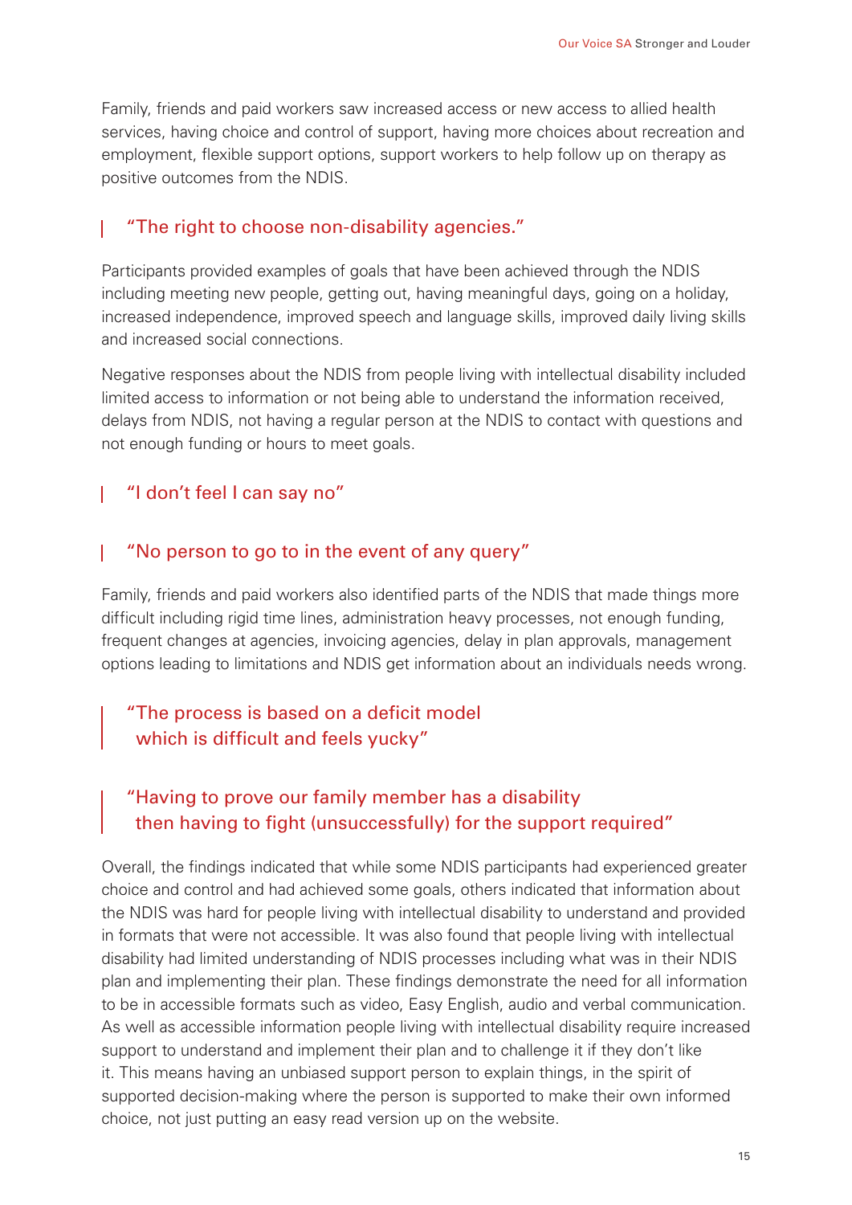Family, friends and paid workers saw increased access or new access to allied health services, having choice and control of support, having more choices about recreation and employment, flexible support options, support workers to help follow up on therapy as positive outcomes from the NDIS.

> "The right to choose non-disability agencies."

Participants provided examples of goals that have been achieved through the NDIS including meeting new people, getting out, having meaningful days, going on a holiday, increased independence, improved speech and language skills, improved daily living skills and increased social connections.

Negative responses about the NDIS from people living with intellectual disability included limited access to information or not being able to understand the information received, delays from NDIS, not having a regular person at the NDIS to contact with questions and not enough funding or hours to meet goals.

> "I don't feel I can say no"

> "No person to go to in the event of any query"

Family, friends and paid workers also identified parts of the NDIS that made things more difficult including rigid time lines, administration heavy processes, not enough funding, frequent changes at agencies, invoicing agencies, delay in plan approvals, management options leading to limitations and NDIS get information about an individuals needs wrong.

> "The process is based on a deficit model which is difficult and feels yucky"

> "Having to prove our family member has a disability then having to fight (unsuccessfully) for the support required"

Overall, the findings indicated that while some NDIS participants had experienced greater choice and control and had achieved some goals, others indicated that information about the NDIS was hard for people living with intellectual disability to understand and provided in formats that were not accessible. It was also found that people living with intellectual disability had limited understanding of NDIS processes including what was in their NDIS plan and implementing their plan. These findings demonstrate the need for all information to be in accessible formats such as video, Easy English, audio and verbal communication. As well as accessible information people living with intellectual disability require increased support to understand and implement their plan and to challenge it if they don't like it. This means having an unbiased support person to explain things, in the spirit of supported decision-making where the person is supported to make their own informed choice, not just putting an easy read version up on the website.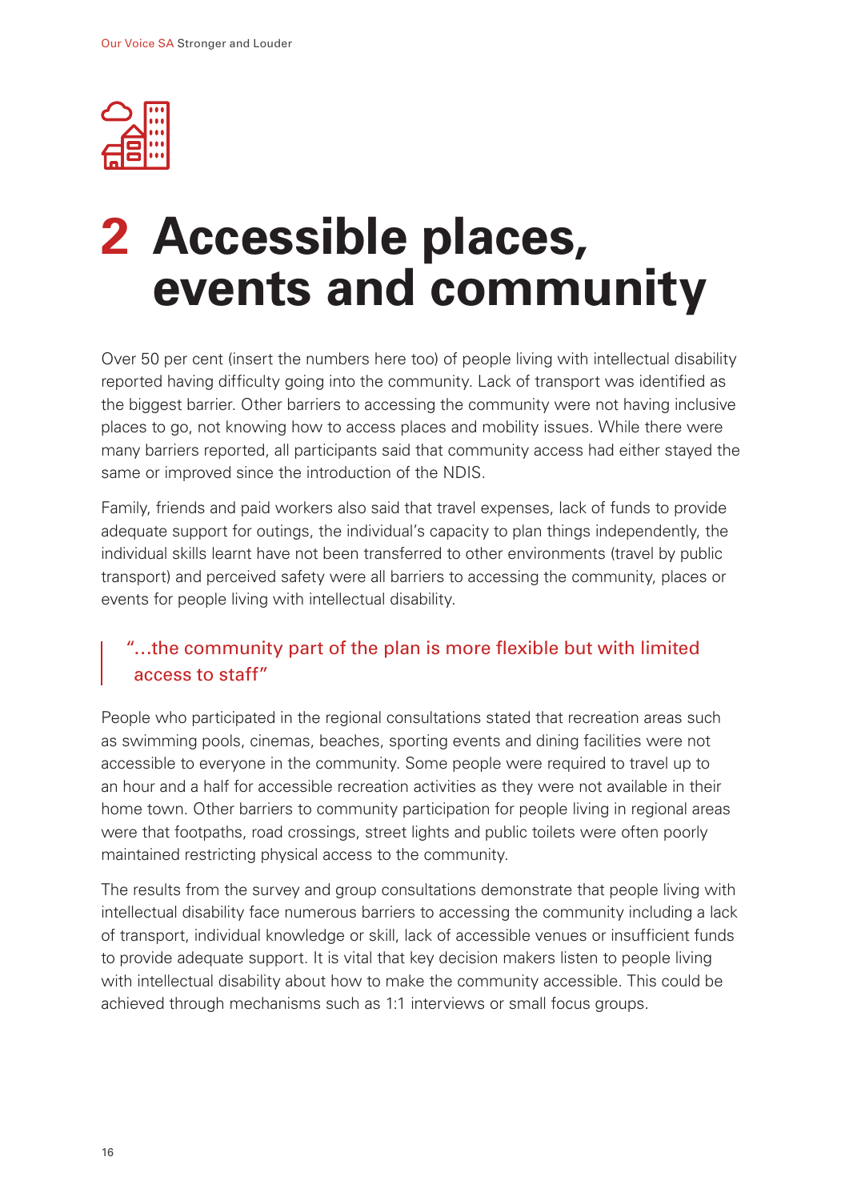# 2 Accessible places, events and community

Over 50 per cent (insert the numbers here too) of people living with intellectual disability reported having difficulty going into the community. Lack of transport was identified as the biggest barrier. Other barriers to accessing the community were not having inclusive places to go, not knowing how to access places and mobility issues. While there were many barriers reported, all participants said that community access had either stayed the same or improved since the introduction of the NDIS.

Family, friends and paid workers also said that travel expenses, lack of funds to provide adequate support for outings, the individual's capacity to plan things independently, the individual skills learnt have not been transferred to other environments (travel by public transport) and perceived safety were all barriers to accessing the community, places or events for people living with intellectual disability.

> "...the community part of the plan is more flexible but with limited access to staff"

People who participated in the regional consultations stated that recreation areas such as swimming pools, cinemas, beaches, sporting events and dining facilities were not accessible to everyone in the community. Some people were required to travel up to an hour and a half for accessible recreation activities as they were not available in their home town. Other barriers to community participation for people living in regional areas were that footpaths, road crossings, street lights and public toilets were often poorly maintained restricting physical access to the community.

The results from the survey and group consultations demonstrate that people living with intellectual disability face numerous barriers to accessing the community including a lack of transport, individual knowledge or skill, lack of accessible venues or insufficient funds to provide adequate support. It is vital that key decision makers listen to people living with intellectual disability about how to make the community accessible. This could be achieved through mechanisms such as 1:1 interviews or small focus groups.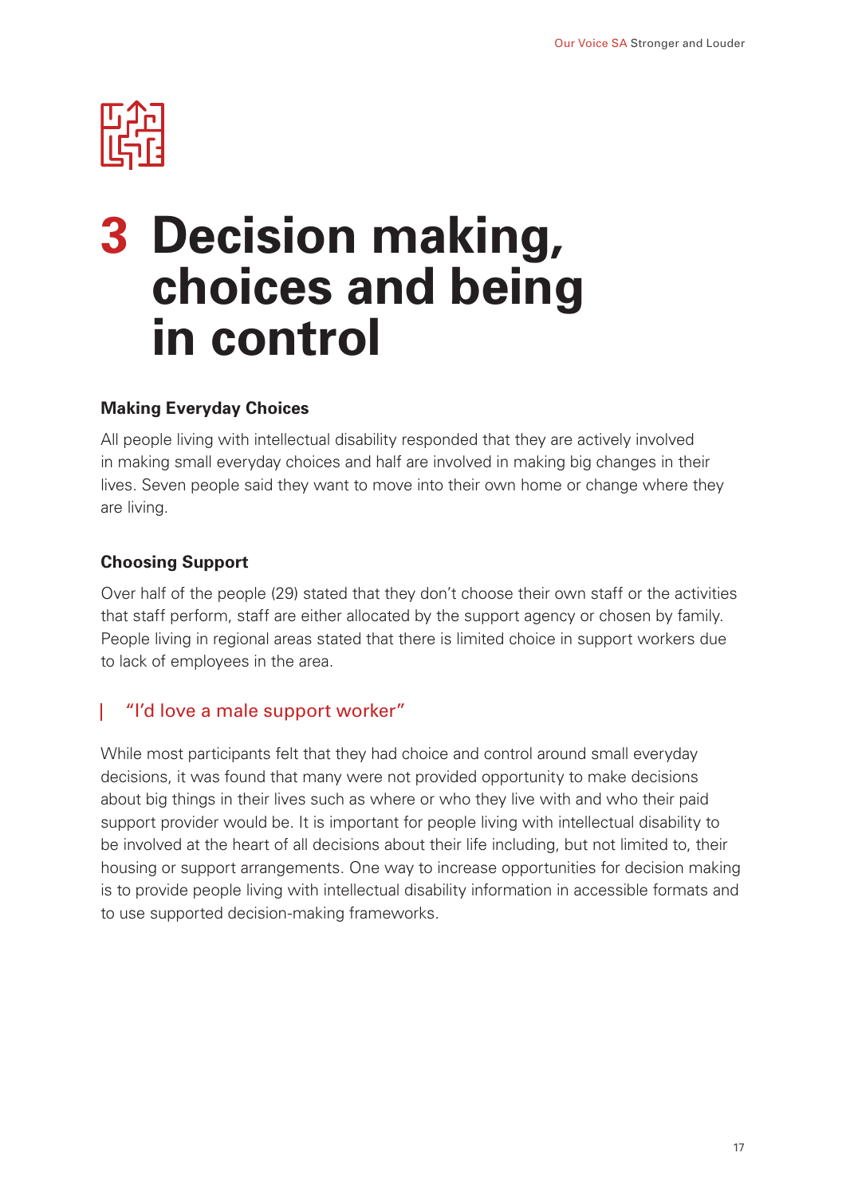# 3 Decision making, choices and being in control

### Making Everyday Choices

All people living with intellectual disability responded that they are actively involved in making small everyday choices and half are involved in making big changes in their lives. Seven people said they want to move into their own home or change where they are living.

### Choosing Support

Over half of the people (29) stated that they don't choose their own staff or the activities that staff perform, staff are either allocated by the support agency or chosen by family. People living in regional areas stated that there is limited choice in support workers due to lack of employees in the area.

> "I'd love a male support worker"

While most participants felt that they had choice and control around small everyday decisions, it was found that many were not provided opportunity to make decisions about big things in their lives such as where or who they live with and who their paid support provider would be. It is important for people living with intellectual disability to be involved at the heart of all decisions about their life including, but not limited to, their housing or support arrangements. One way to increase opportunities for decision making is to provide people living with intellectual disability information in accessible formats and to use supported decision-making frameworks.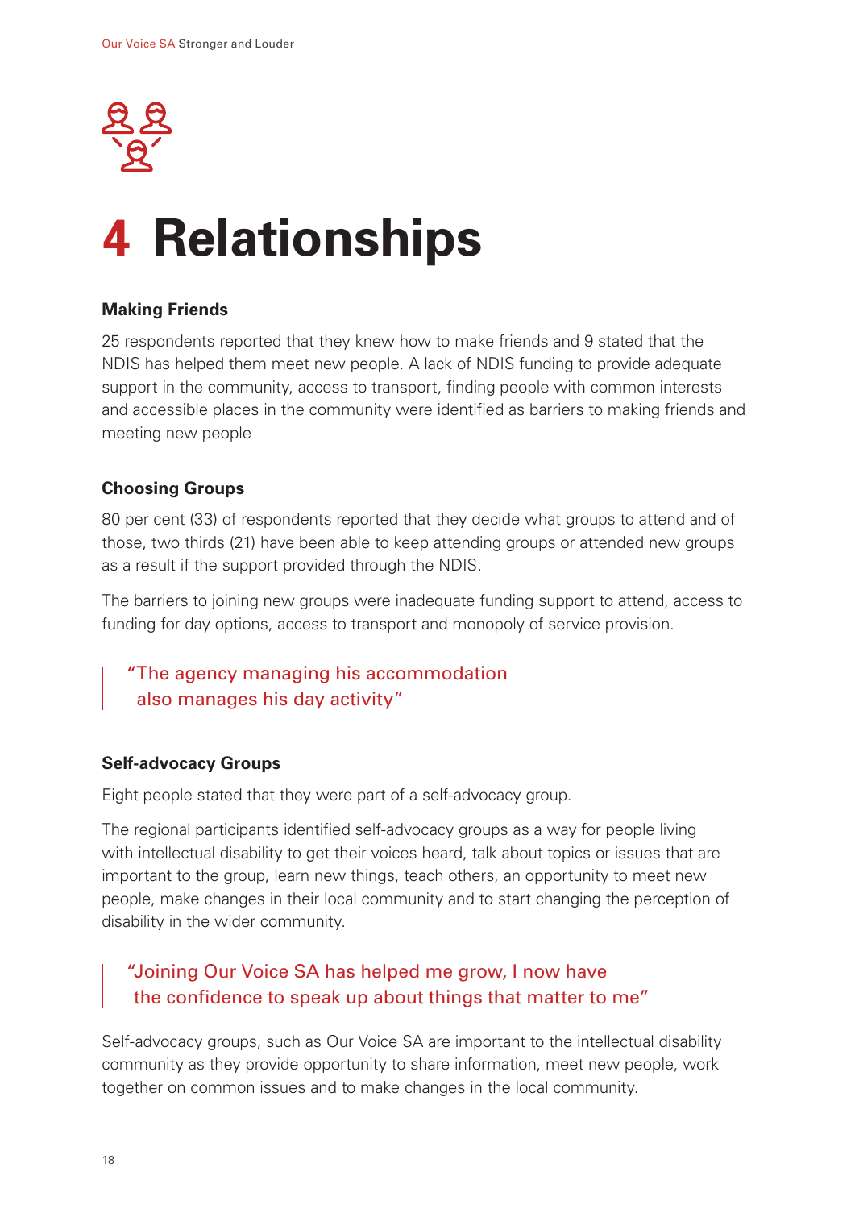# 4 Relationships

### Making Friends

25 respondents reported that they knew how to make friends and 9 stated that the NDIS has helped them meet new people. A lack of NDIS funding to provide adequate support in the community, access to transport, finding people with common interests and accessible places in the community were identified as barriers to making friends and meeting new people

### Choosing Groups

80 per cent (33) of respondents reported that they decide what groups to attend and of those, two thirds (21) have been able to keep attending groups or attended new groups as a result if the support provided through the NDIS.

The barriers to joining new groups were inadequate funding support to attend, access to funding for day options, access to transport and monopoly of service provision.

> "The agency managing his accommodation also manages his day activity"

### Self-advocacy Groups

Eight people stated that they were part of a self-advocacy group.

The regional participants identified self-advocacy groups as a way for people living with intellectual disability to get their voices heard, talk about topics or issues that are important to the group, learn new things, teach others, an opportunity to meet new people, make changes in their local community and to start changing the perception of disability in the wider community.

> "Joining Our Voice SA has helped me grow, I now have the confidence to speak up about things that matter to me"

Self-advocacy groups, such as Our Voice SA are important to the intellectual disability community as they provide opportunity to share information, meet new people, work together on common issues and to make changes in the local community.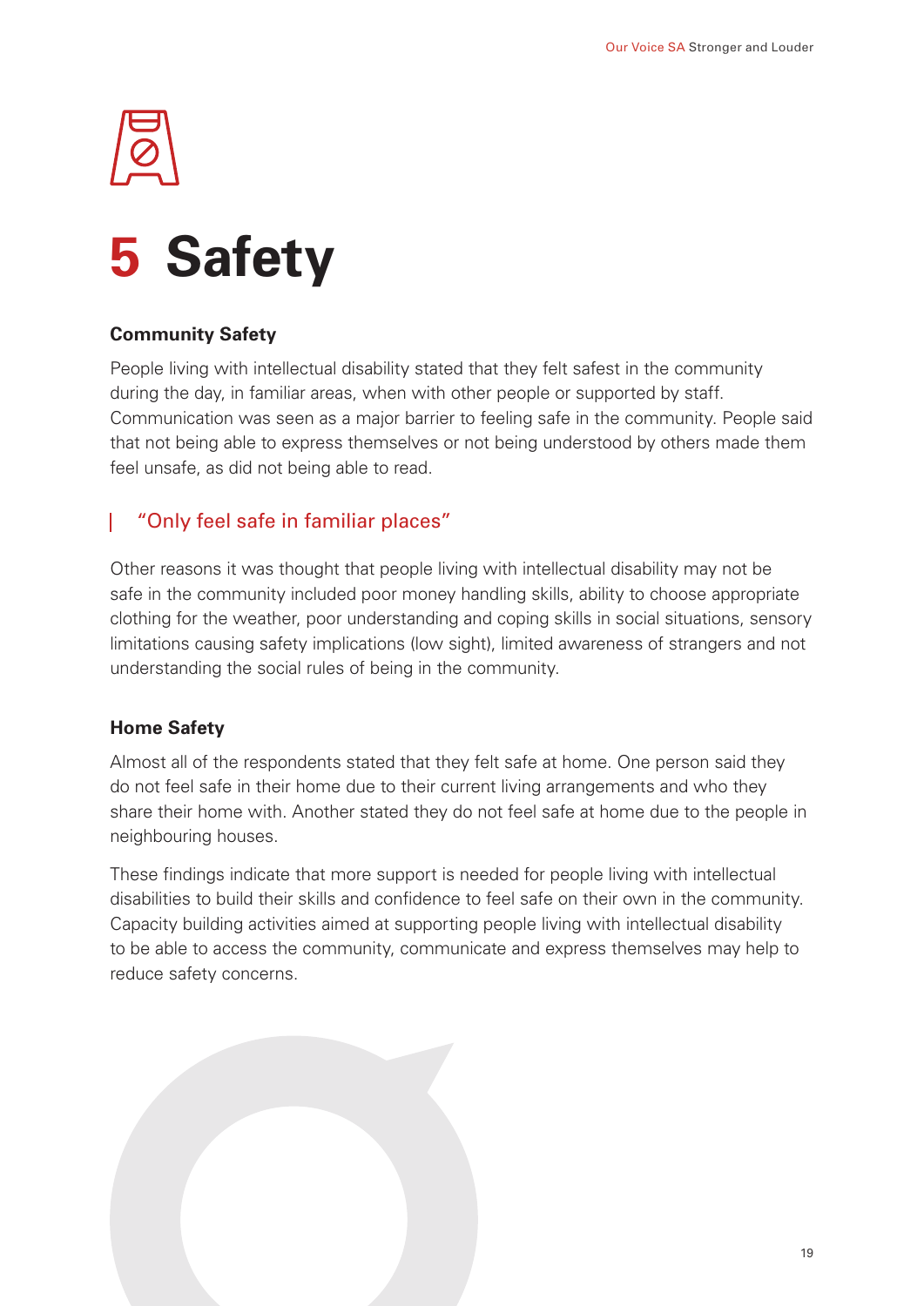# 5 Safety

### Community Safety

People living with intellectual disability stated that they felt safest in the community during the day, in familiar areas, when with other people or supported by staff. Communication was seen as a major barrier to feeling safe in the community. People said that not being able to express themselves or not being understood by others made them feel unsafe, as did not being able to read.

> "Only feel safe in familiar places"

Other reasons it was thought that people living with intellectual disability may not be safe in the community included poor money handling skills, ability to choose appropriate clothing for the weather, poor understanding and coping skills in social situations, sensory limitations causing safety implications (low sight), limited awareness of strangers and not understanding the social rules of being in the community.

### Home Safety

Almost all of the respondents stated that they felt safe at home. One person said they do not feel safe in their home due to their current living arrangements and who they share their home with. Another stated they do not feel safe at home due to the people in neighbouring houses.

These findings indicate that more support is needed for people living with intellectual disabilities to build their skills and confidence to feel safe on their own in the community. Capacity building activities aimed at supporting people living with intellectual disability to be able to access the community, communicate and express themselves may help to reduce safety concerns.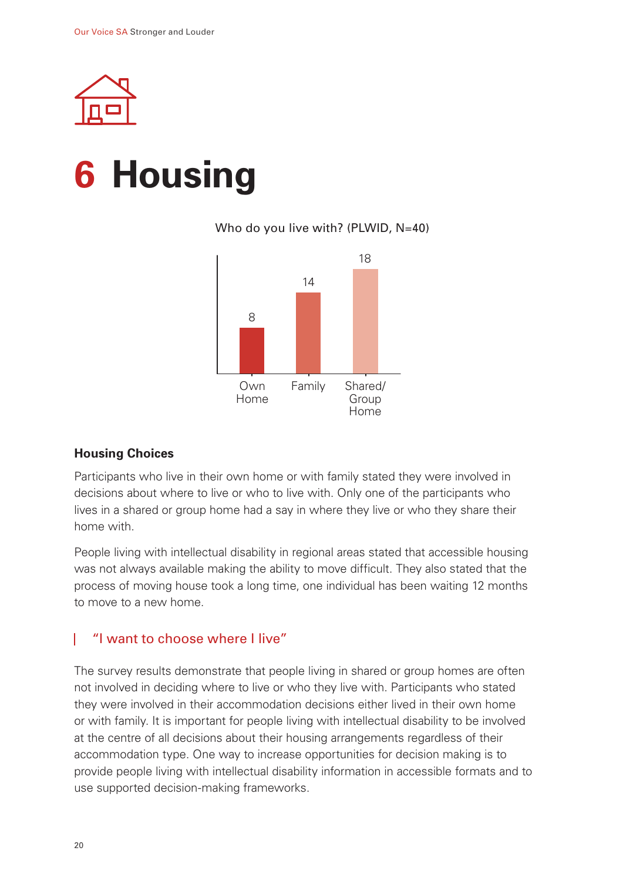# 6 Housing

Who do you live with? (PLWID, N=40)

| Own Home | Family | Shared/Group Home |
|---|---|---|
| 8 | 14 | 18 |

### Housing Choices

Participants who live in their own home or with family stated they were involved in decisions about where to live or who to live with. Only one of the participants who lives in a shared or group home had a say in where they live or who they share their home with.

People living with intellectual disability in regional areas stated that accessible housing was not always available making the ability to move difficult. They also stated that the process of moving house took a long time, one individual has been waiting 12 months to move to a new home.

> "I want to choose where I live"

The survey results demonstrate that people living in shared or group homes are often not involved in deciding where to live or who they live with. Participants who stated they were involved in their accommodation decisions either lived in their own home or with family. It is important for people living with intellectual disability to be involved at the centre of all decisions about their housing arrangements regardless of their accommodation type. One way to increase opportunities for decision making is to provide people living with intellectual disability information in accessible formats and to use supported decision-making frameworks.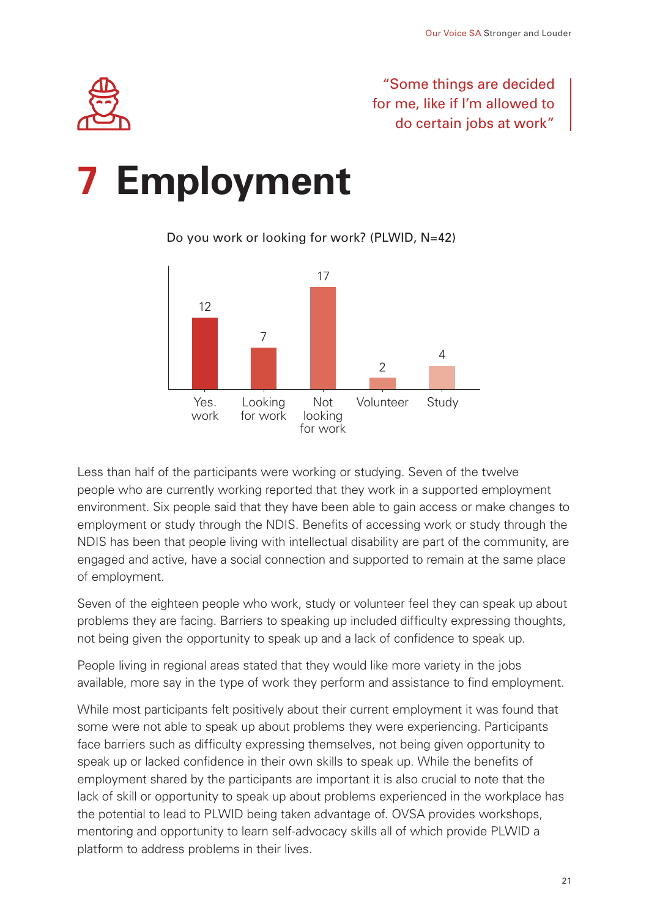"Some things are decided for me, like if I'm allowed to do certain jobs at work"

# 7 Employment

Do you work or looking for work? (PLWID, N=42)

| Response | Count |
| --- | --- |
| Yes. work | 12 |
| Looking for work | 7 |
| Not looking for work | 17 |
| Volunteer | 2 |
| Study | 4 |

Less than half of the participants were working or studying. Seven of the twelve people who are currently working reported that they work in a supported employment environment. Six people said that they have been able to gain access or make changes to employment or study through the NDIS. Benefits of accessing work or study through the NDIS has been that people living with intellectual disability are part of the community, are engaged and active, have a social connection and supported to remain at the same place of employment.

Seven of the eighteen people who work, study or volunteer feel they can speak up about problems they are facing. Barriers to speaking up included difficulty expressing thoughts, not being given the opportunity to speak up and a lack of confidence to speak up.

People living in regional areas stated that they would like more variety in the jobs available, more say in the type of work they perform and assistance to find employment.

While most participants felt positively about their current employment it was found that some were not able to speak up about problems they were experiencing. Participants face barriers such as difficulty expressing themselves, not being given opportunity to speak up or lacked confidence in their own skills to speak up. While the benefits of employment shared by the participants are important it is also crucial to note that the lack of skill or opportunity to speak up about problems experienced in the workplace has the potential to lead to PLWID being taken advantage of. OVSA provides workshops, mentoring and opportunity to learn self-advocacy skills all of which provide PLWID a platform to address problems in their lives.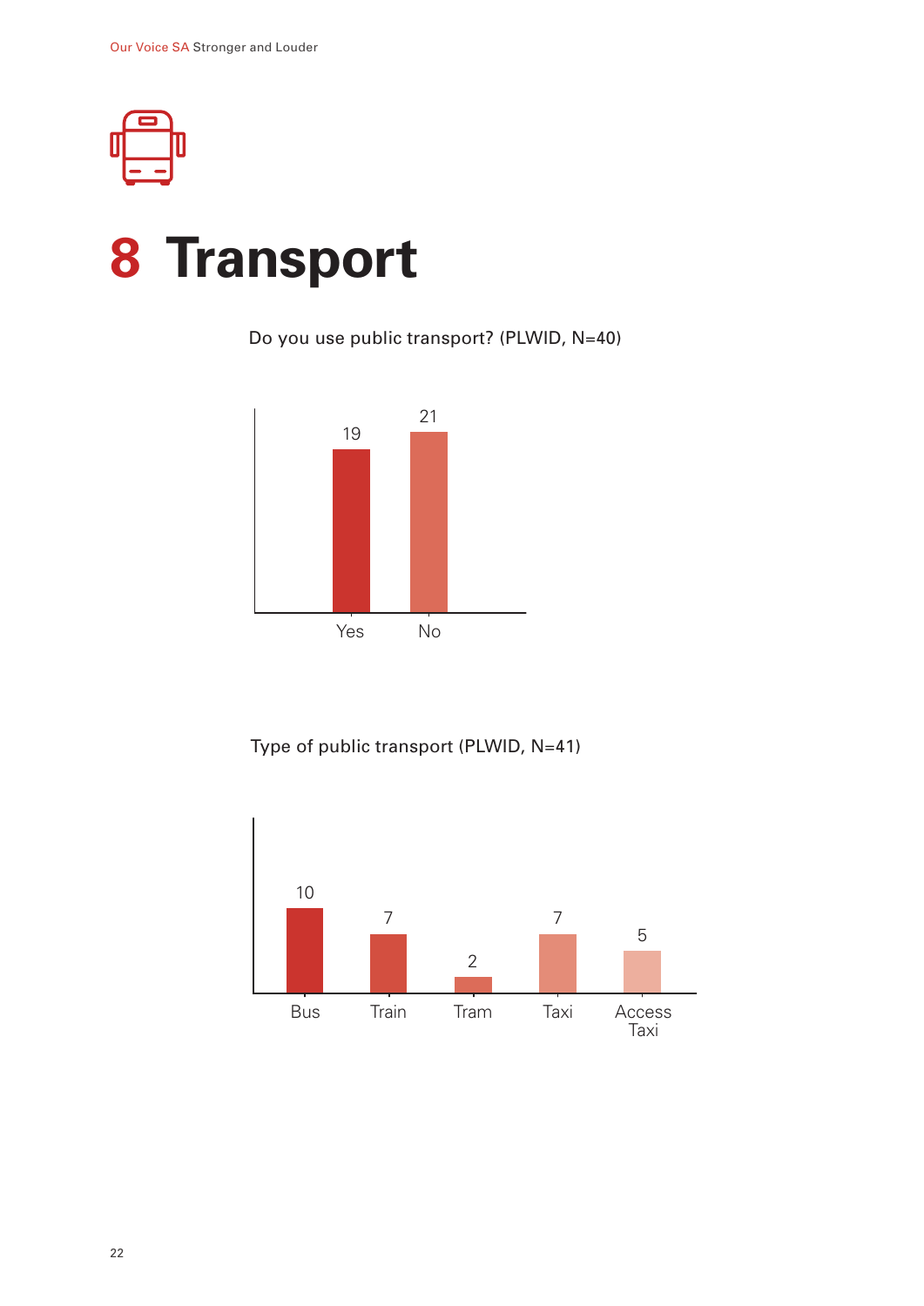# 8 Transport

Do you use public transport? (PLWID, N=40)

| Response | Count |
|---|---|
| Yes | 19 |
| No | 21 |

Type of public transport (PLWID, N=41)

| Type | Count |
|---|---|
| Bus | 10 |
| Train | 7 |
| Tram | 2 |
| Taxi | 7 |
| Access Taxi | 5 |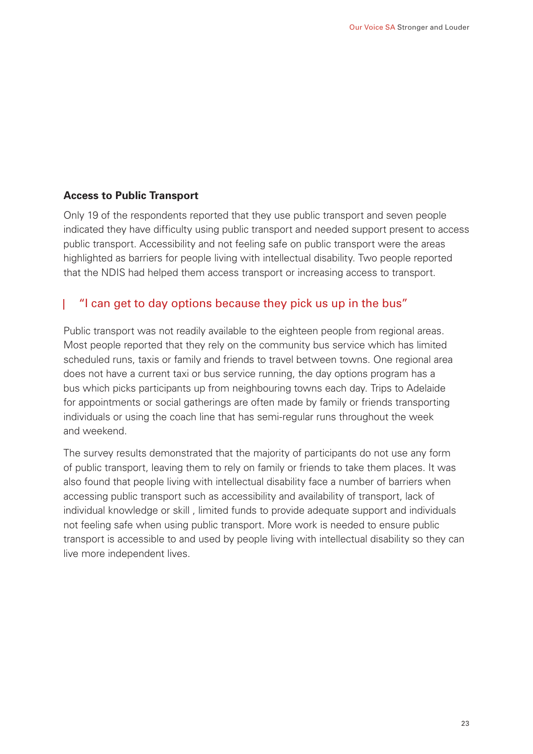### Access to Public Transport

Only 19 of the respondents reported that they use public transport and seven people indicated they have difficulty using public transport and needed support present to access public transport. Accessibility and not feeling safe on public transport were the areas highlighted as barriers for people living with intellectual disability. Two people reported that the NDIS had helped them access transport or increasing access to transport.

> "I can get to day options because they pick us up in the bus"

Public transport was not readily available to the eighteen people from regional areas. Most people reported that they rely on the community bus service which has limited scheduled runs, taxis or family and friends to travel between towns. One regional area does not have a current taxi or bus service running, the day options program has a bus which picks participants up from neighbouring towns each day. Trips to Adelaide for appointments or social gatherings are often made by family or friends transporting individuals or using the coach line that has semi-regular runs throughout the week and weekend.

The survey results demonstrated that the majority of participants do not use any form of public transport, leaving them to rely on family or friends to take them places. It was also found that people living with intellectual disability face a number of barriers when accessing public transport such as accessibility and availability of transport, lack of individual knowledge or skill , limited funds to provide adequate support and individuals not feeling safe when using public transport. More work is needed to ensure public transport is accessible to and used by people living with intellectual disability so they can live more independent lives.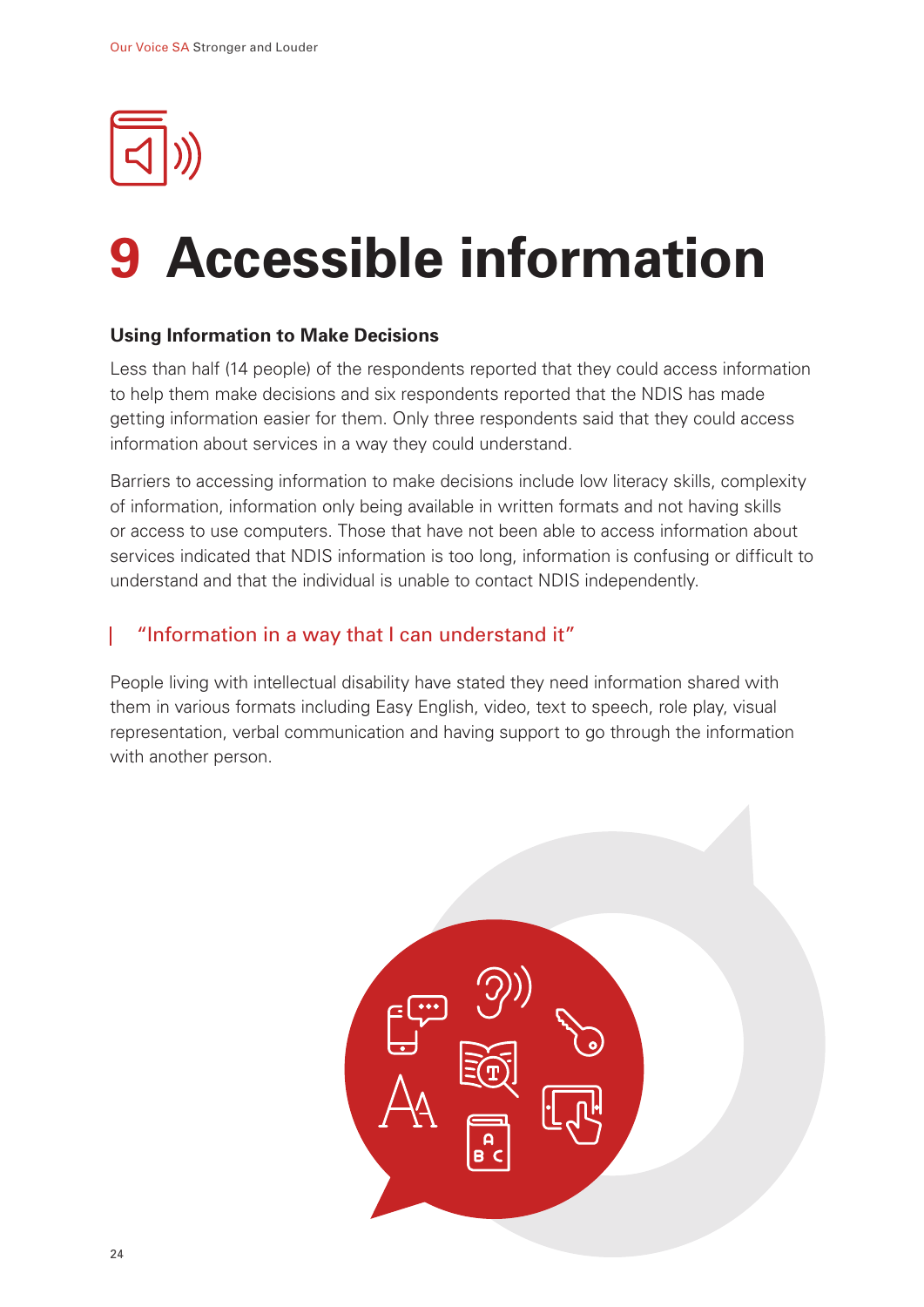# 9 Accessible information

### Using Information to Make Decisions

Less than half (14 people) of the respondents reported that they could access information to help them make decisions and six respondents reported that the NDIS has made getting information easier for them. Only three respondents said that they could access information about services in a way they could understand.

Barriers to accessing information to make decisions include low literacy skills, complexity of information, information only being available in written formats and not having skills or access to use computers. Those that have not been able to access information about services indicated that NDIS information is too long, information is confusing or difficult to understand and that the individual is unable to contact NDIS independently.

> "Information in a way that I can understand it"

People living with intellectual disability have stated they need information shared with them in various formats including Easy English, video, text to speech, role play, visual representation, verbal communication and having support to go through the information with another person.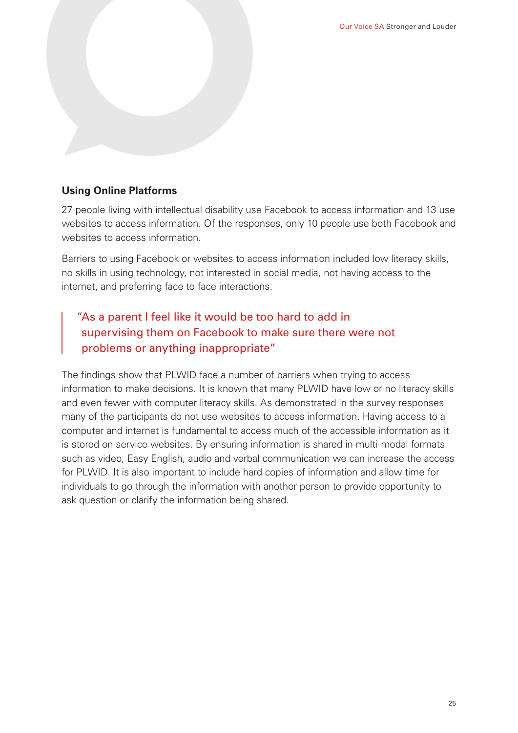### Using Online Platforms

27 people living with intellectual disability use Facebook to access information and 13 use websites to access information. Of the responses, only 10 people use both Facebook and websites to access information.

Barriers to using Facebook or websites to access information included low literacy skills, no skills in using technology, not interested in social media, not having access to the internet, and preferring face to face interactions.

> "As a parent I feel like it would be too hard to add in supervising them on Facebook to make sure there were not problems or anything inappropriate"

The findings show that PLWID face a number of barriers when trying to access information to make decisions. It is known that many PLWID have low or no literacy skills and even fewer with computer literacy skills. As demonstrated in the survey responses many of the participants do not use websites to access information. Having access to a computer and internet is fundamental to access much of the accessible information as it is stored on service websites. By ensuring information is shared in multi-modal formats such as video, Easy English, audio and verbal communication we can increase the access for PLWID. It is also important to include hard copies of information and allow time for individuals to go through the information with another person to provide opportunity to ask question or clarify the information being shared.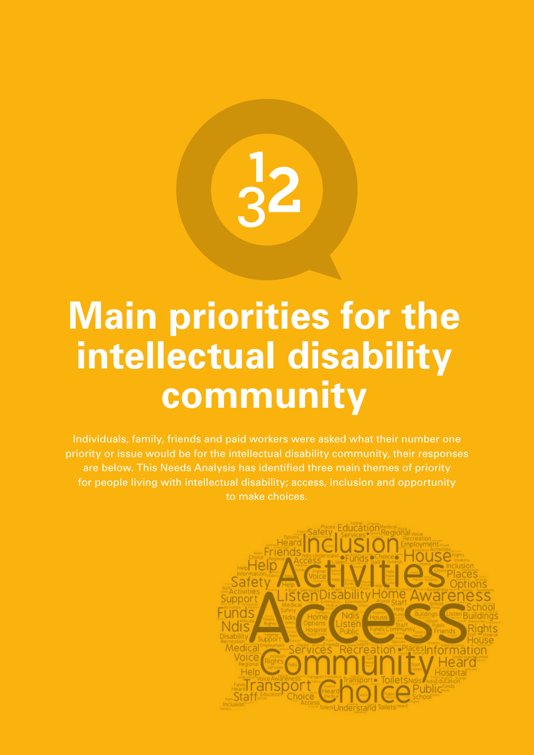# Main priorities for the intellectual disability community

Individuals, family, friends and paid workers were asked what their number one priority or issue would be for the intellectual disability community, their responses are below. This Needs Analysis has identified three main themes of priority for people living with intellectual disability; access, inclusion and opportunity to make choices.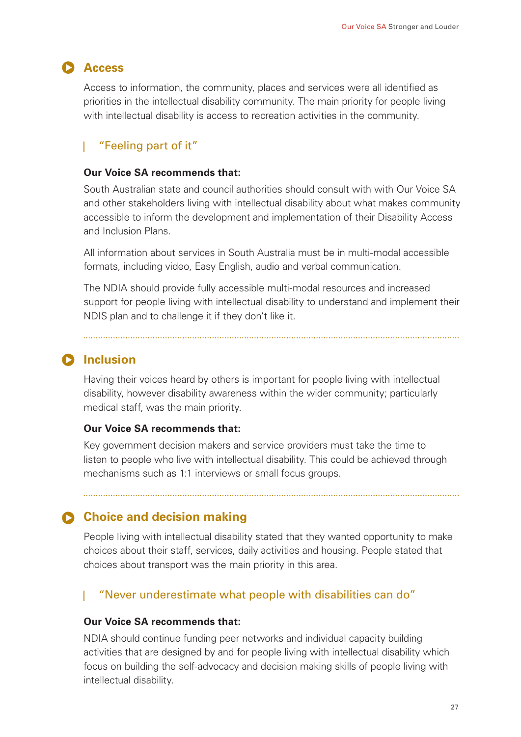## Access

Access to information, the community, places and services were all identified as priorities in the intellectual disability community. The main priority for people living with intellectual disability is access to recreation activities in the community.

> "Feeling part of it"

**Our Voice SA recommends that:**

South Australian state and council authorities should consult with with Our Voice SA and other stakeholders living with intellectual disability about what makes community accessible to inform the development and implementation of their Disability Access and Inclusion Plans.

All information about services in South Australia must be in multi-modal accessible formats, including video, Easy English, audio and verbal communication.

The NDIA should provide fully accessible multi-modal resources and increased support for people living with intellectual disability to understand and implement their NDIS plan and to challenge it if they don't like it.

## Inclusion

Having their voices heard by others is important for people living with intellectual disability, however disability awareness within the wider community; particularly medical staff, was the main priority.

**Our Voice SA recommends that:**

Key government decision makers and service providers must take the time to listen to people who live with intellectual disability. This could be achieved through mechanisms such as 1:1 interviews or small focus groups.

## Choice and decision making

People living with intellectual disability stated that they wanted opportunity to make choices about their staff, services, daily activities and housing. People stated that choices about transport was the main priority in this area.

> "Never underestimate what people with disabilities can do"

**Our Voice SA recommends that:**

NDIA should continue funding peer networks and individual capacity building activities that are designed by and for people living with intellectual disability which focus on building the self-advocacy and decision making skills of people living with intellectual disability.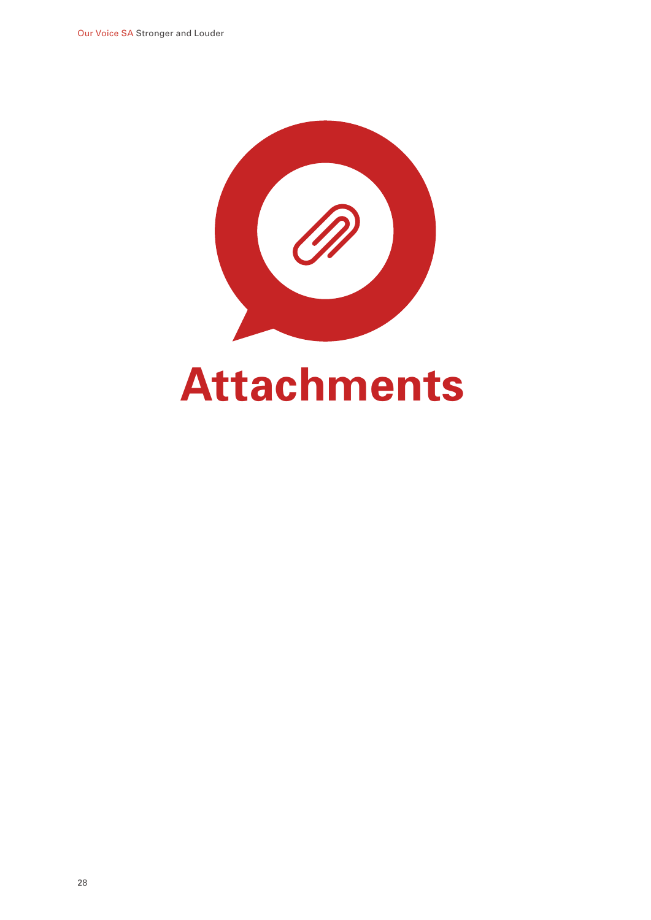# Attachments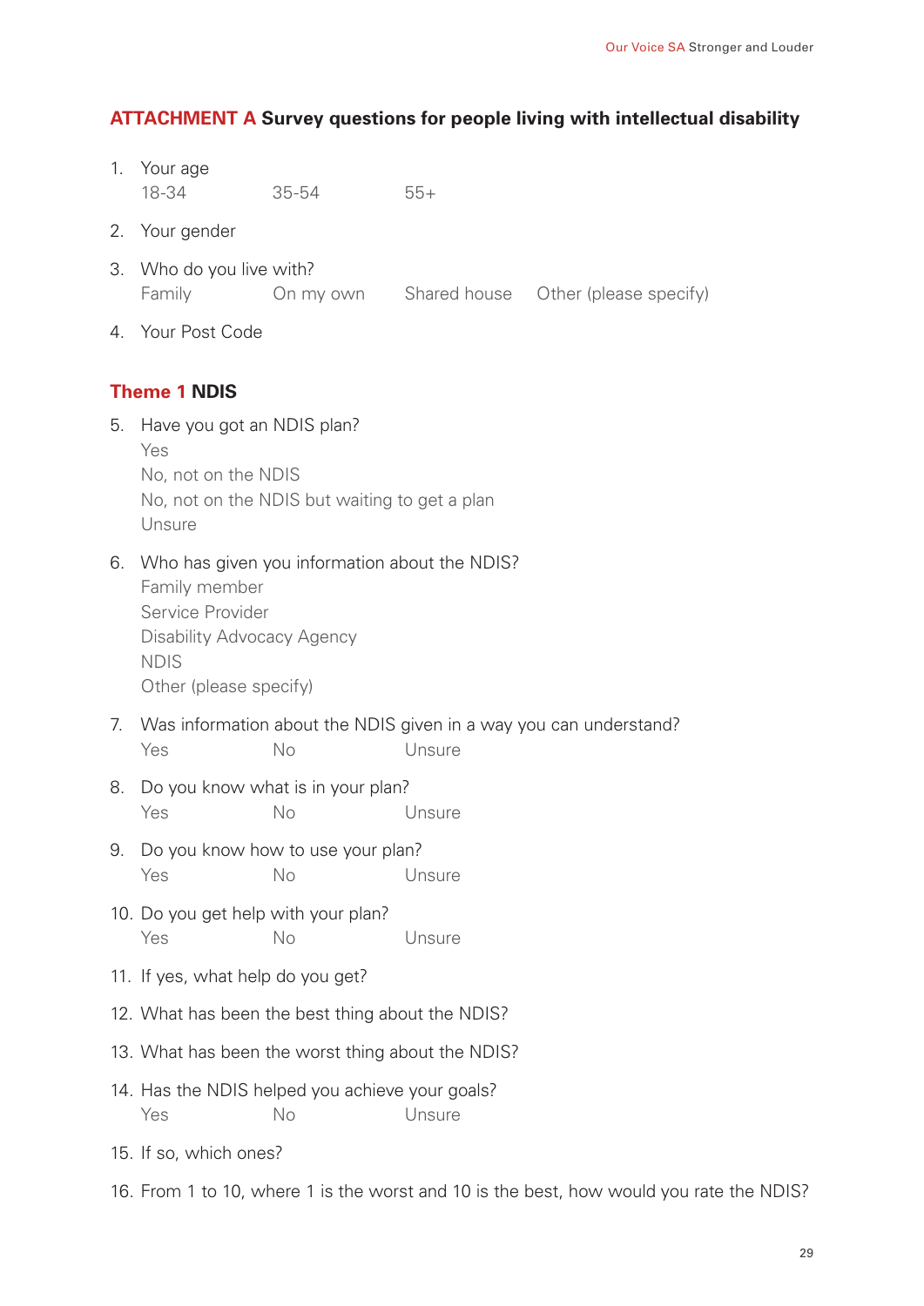## ATTACHMENT A Survey questions for people living with intellectual disability

1. Your age
   18-34    35-54    55+
2. Your gender
3. Who do you live with?
   Family    On my own    Shared house    Other (please specify)
4. Your Post Code

### Theme 1 NDIS

5. Have you got an NDIS plan?
   Yes
   No, not on the NDIS
   No, not on the NDIS but waiting to get a plan
   Unsure
6. Who has given you information about the NDIS?
   Family member
   Service Provider
   Disability Advocacy Agency
   NDIS
   Other (please specify)
7. Was information about the NDIS given in a way you can understand?
   Yes    No    Unsure
8. Do you know what is in your plan?
   Yes    No    Unsure
9. Do you know how to use your plan?
   Yes    No    Unsure
10. Do you get help with your plan?
    Yes    No    Unsure
11. If yes, what help do you get?
12. What has been the best thing about the NDIS?
13. What has been the worst thing about the NDIS?
14. Has the NDIS helped you achieve your goals?
    Yes    No    Unsure
15. If so, which ones?
16. From 1 to 10, where 1 is the worst and 10 is the best, how would you rate the NDIS?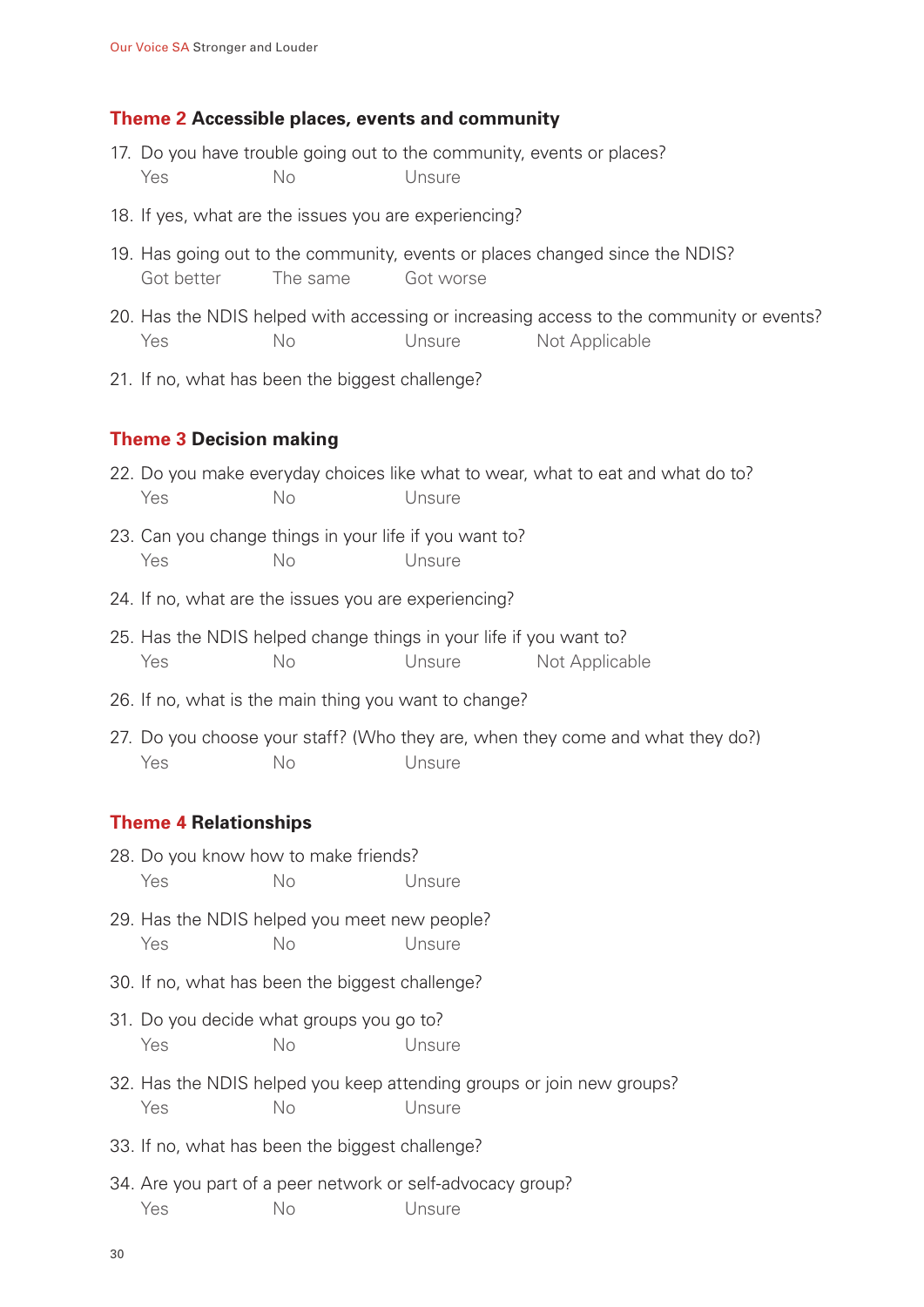## Theme 2 Accessible places, events and community

17. Do you have trouble going out to the community, events or places?

    Yes No Unsure

18. If yes, what are the issues you are experiencing?

19. Has going out to the community, events or places changed since the NDIS?

    Got better The same Got worse

20. Has the NDIS helped with accessing or increasing access to the community or events?

    Yes No Unsure Not Applicable

21. If no, what has been the biggest challenge?

## Theme 3 Decision making

22. Do you make everyday choices like what to wear, what to eat and what do to?

    Yes No Unsure

23. Can you change things in your life if you want to?

    Yes No Unsure

24. If no, what are the issues you are experiencing?

25. Has the NDIS helped change things in your life if you want to?

    Yes No Unsure Not Applicable

26. If no, what is the main thing you want to change?

27. Do you choose your staff? (Who they are, when they come and what they do?)

    Yes No Unsure

## Theme 4 Relationships

28. Do you know how to make friends?

    Yes No Unsure

29. Has the NDIS helped you meet new people?

    Yes No Unsure

30. If no, what has been the biggest challenge?

31. Do you decide what groups you go to?

    Yes No Unsure

32. Has the NDIS helped you keep attending groups or join new groups?

    Yes No Unsure

33. If no, what has been the biggest challenge?

34. Are you part of a peer network or self-advocacy group?

    Yes No Unsure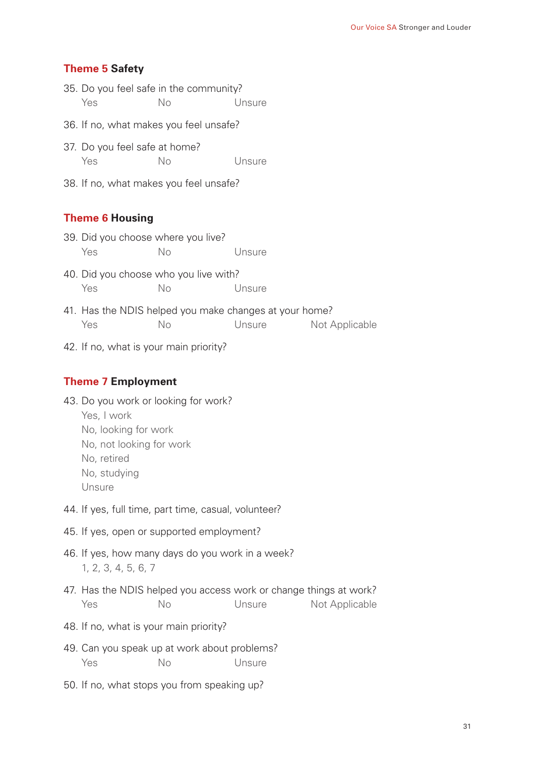## Theme 5 Safety

35. Do you feel safe in the community?
    Yes No Unsure

36. If no, what makes you feel unsafe?

37. Do you feel safe at home?
    Yes No Unsure

38. If no, what makes you feel unsafe?

## Theme 6 Housing

39. Did you choose where you live?
    Yes No Unsure

40. Did you choose who you live with?
    Yes No Unsure

41. Has the NDIS helped you make changes at your home?
    Yes No Unsure Not Applicable

42. If no, what is your main priority?

## Theme 7 Employment

43. Do you work or looking for work?
    Yes, I work
    No, looking for work
    No, not looking for work
    No, retired
    No, studying
    Unsure

44. If yes, full time, part time, casual, volunteer?

45. If yes, open or supported employment?

46. If yes, how many days do you work in a week?
    1, 2, 3, 4, 5, 6, 7

47. Has the NDIS helped you access work or change things at work?
    Yes No Unsure Not Applicable

48. If no, what is your main priority?

49. Can you speak up at work about problems?
    Yes No Unsure

50. If no, what stops you from speaking up?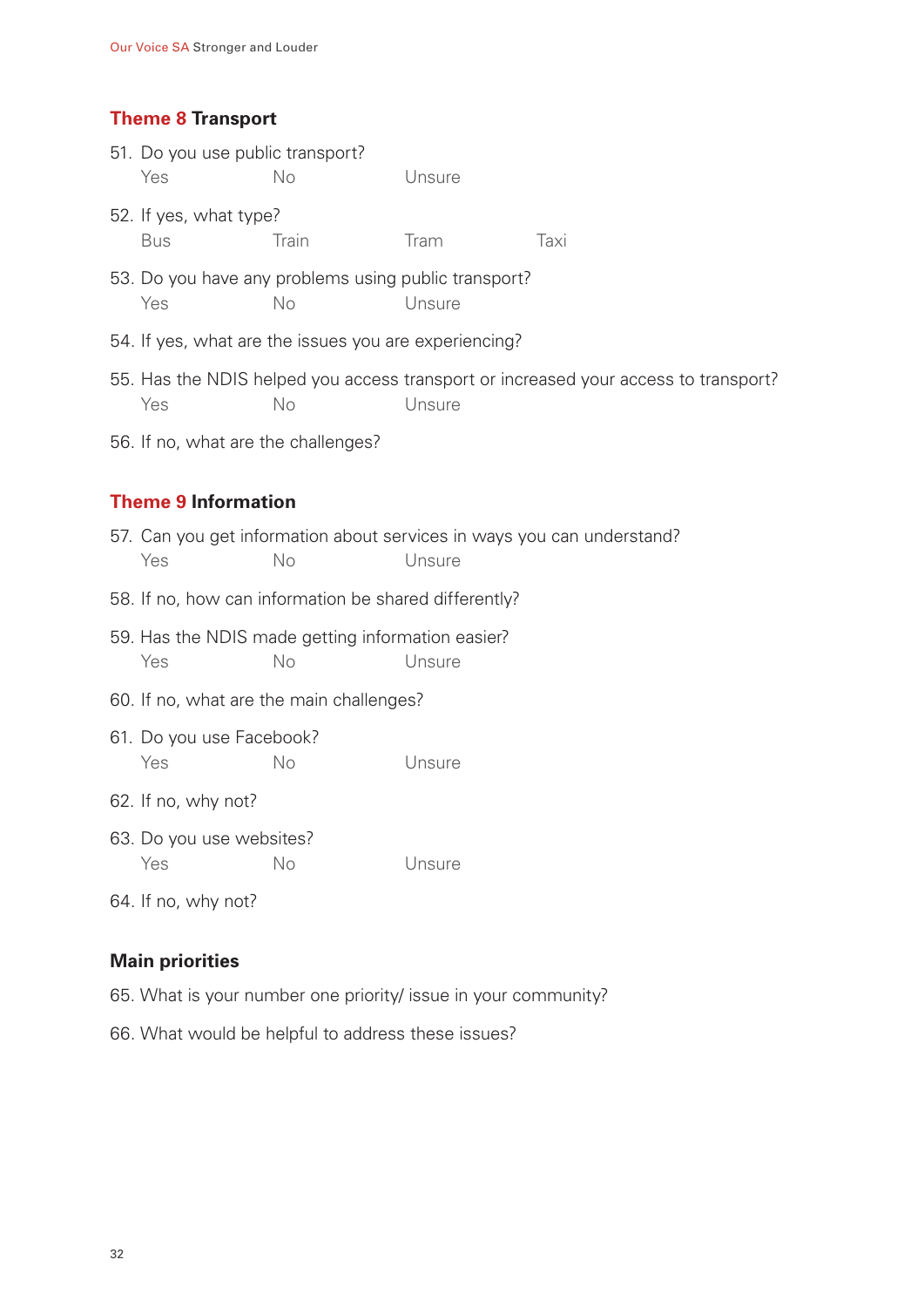## Theme 8 Transport

51. Do you use public transport?

    Yes No Unsure

52. If yes, what type?

    Bus Train Tram Taxi

53. Do you have any problems using public transport?

    Yes No Unsure

54. If yes, what are the issues you are experiencing?

55. Has the NDIS helped you access transport or increased your access to transport?

    Yes No Unsure

56. If no, what are the challenges?

## Theme 9 Information

57. Can you get information about services in ways you can understand?

    Yes No Unsure

58. If no, how can information be shared differently?

59. Has the NDIS made getting information easier?

    Yes No Unsure

60. If no, what are the main challenges?

61. Do you use Facebook?

    Yes No Unsure

62. If no, why not?

63. Do you use websites?

    Yes No Unsure

64. If no, why not?

## Main priorities

65. What is your number one priority/ issue in your community?

66. What would be helpful to address these issues?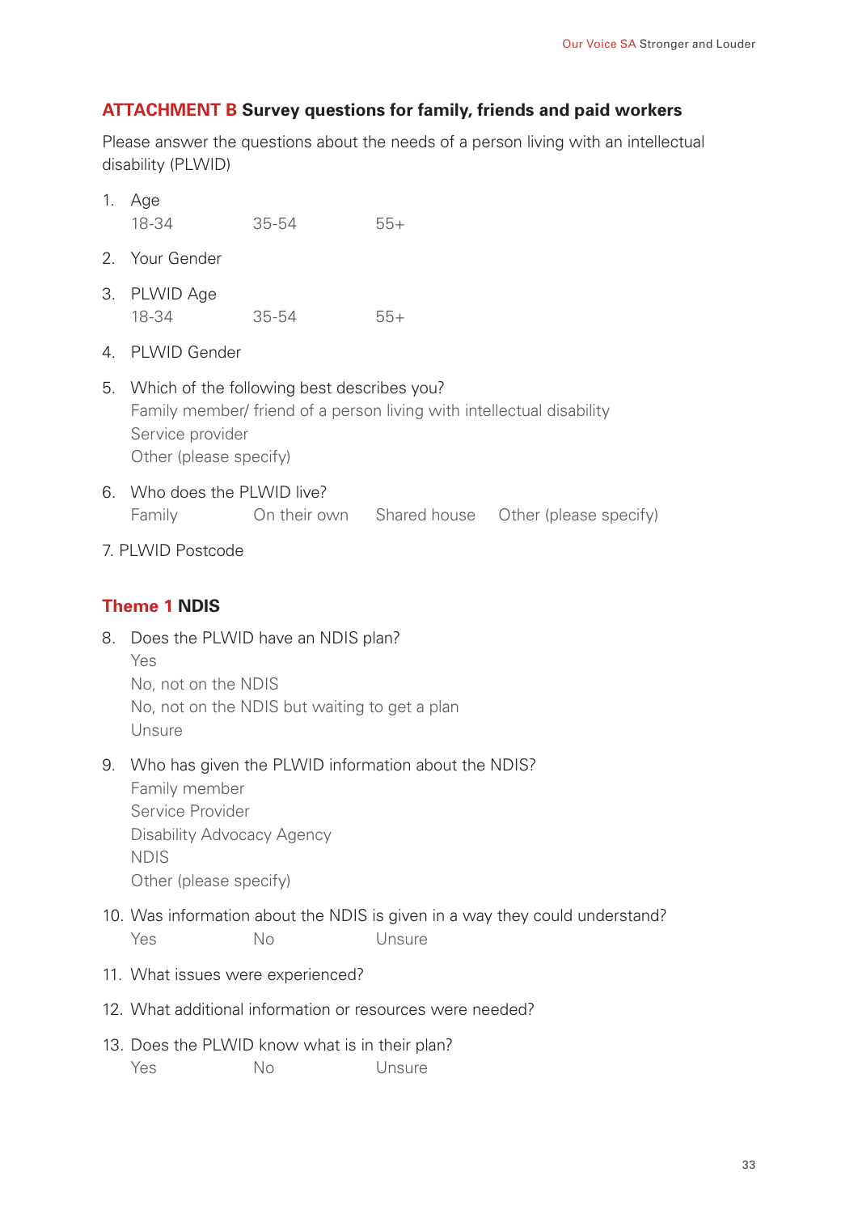## ATTACHMENT B Survey questions for family, friends and paid workers

Please answer the questions about the needs of a person living with an intellectual disability (PLWID)

1. Age
   18-34 35-54 55+
2. Your Gender
3. PLWID Age
   18-34 35-54 55+
4. PLWID Gender
5. Which of the following best describes you?
   Family member/ friend of a person living with intellectual disability
   Service provider
   Other (please specify)
6. Who does the PLWID live?
   Family On their own Shared house Other (please specify)
7. PLWID Postcode

### Theme 1 NDIS

8. Does the PLWID have an NDIS plan?
   Yes
   No, not on the NDIS
   No, not on the NDIS but waiting to get a plan
   Unsure
9. Who has given the PLWID information about the NDIS?
   Family member
   Service Provider
   Disability Advocacy Agency
   NDIS
   Other (please specify)
10. Was information about the NDIS is given in a way they could understand?
    Yes No Unsure
11. What issues were experienced?
12. What additional information or resources were needed?
13. Does the PLWID know what is in their plan?
    Yes No Unsure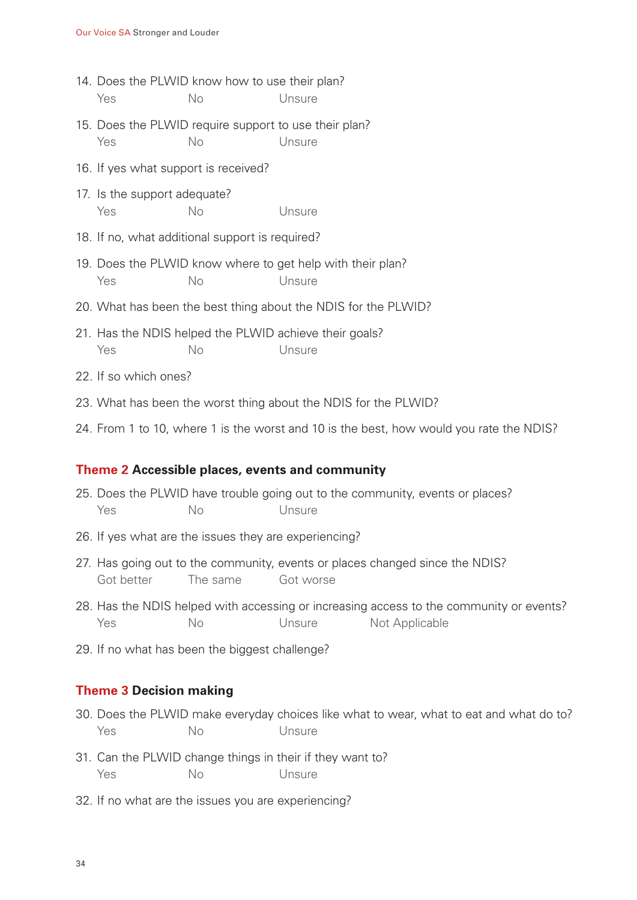14. Does the PLWID know how to use their plan?
    Yes No Unsure

15. Does the PLWID require support to use their plan?
    Yes No Unsure

16. If yes what support is received?

17. Is the support adequate?
    Yes No Unsure

18. If no, what additional support is required?

19. Does the PLWID know where to get help with their plan?
    Yes No Unsure

20. What has been the best thing about the NDIS for the PLWID?

21. Has the NDIS helped the PLWID achieve their goals?
    Yes No Unsure

22. If so which ones?

23. What has been the worst thing about the NDIS for the PLWID?

24. From 1 to 10, where 1 is the worst and 10 is the best, how would you rate the NDIS?

### Theme 2 Accessible places, events and community

25. Does the PLWID have trouble going out to the community, events or places?
    Yes No Unsure

26. If yes what are the issues they are experiencing?

27. Has going out to the community, events or places changed since the NDIS?
    Got better The same Got worse

28. Has the NDIS helped with accessing or increasing access to the community or events?
    Yes No Unsure Not Applicable

29. If no what has been the biggest challenge?

### Theme 3 Decision making

30. Does the PLWID make everyday choices like what to wear, what to eat and what do to?
    Yes No Unsure

31. Can the PLWID change things in their if they want to?
    Yes No Unsure

32. If no what are the issues you are experiencing?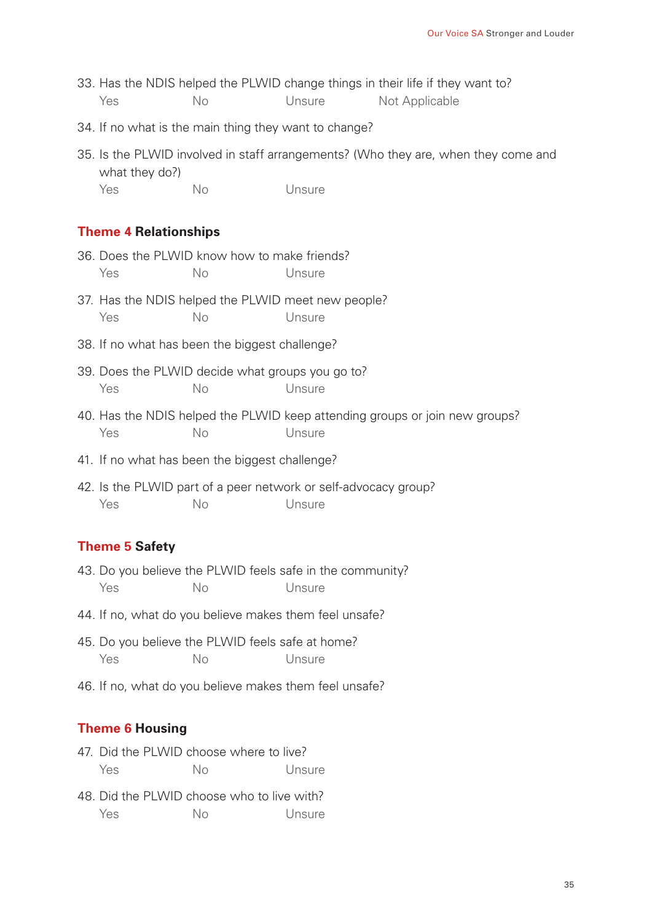33. Has the NDIS helped the PLWID change things in their life if they want to?
    Yes  No  Unsure  Not Applicable

34. If no what is the main thing they want to change?

35. Is the PLWID involved in staff arrangements? (Who they are, when they come and what they do?)
    Yes  No  Unsure

## Theme 4 Relationships

36. Does the PLWID know how to make friends?
    Yes  No  Unsure

37. Has the NDIS helped the PLWID meet new people?
    Yes  No  Unsure

38. If no what has been the biggest challenge?

39. Does the PLWID decide what groups you go to?
    Yes  No  Unsure

40. Has the NDIS helped the PLWID keep attending groups or join new groups?
    Yes  No  Unsure

41. If no what has been the biggest challenge?

42. Is the PLWID part of a peer network or self-advocacy group?
    Yes  No  Unsure

## Theme 5 Safety

43. Do you believe the PLWID feels safe in the community?
    Yes  No  Unsure

44. If no, what do you believe makes them feel unsafe?

45. Do you believe the PLWID feels safe at home?
    Yes  No  Unsure

46. If no, what do you believe makes them feel unsafe?

## Theme 6 Housing

47. Did the PLWID choose where to live?
    Yes  No  Unsure

48. Did the PLWID choose who to live with?
    Yes  No  Unsure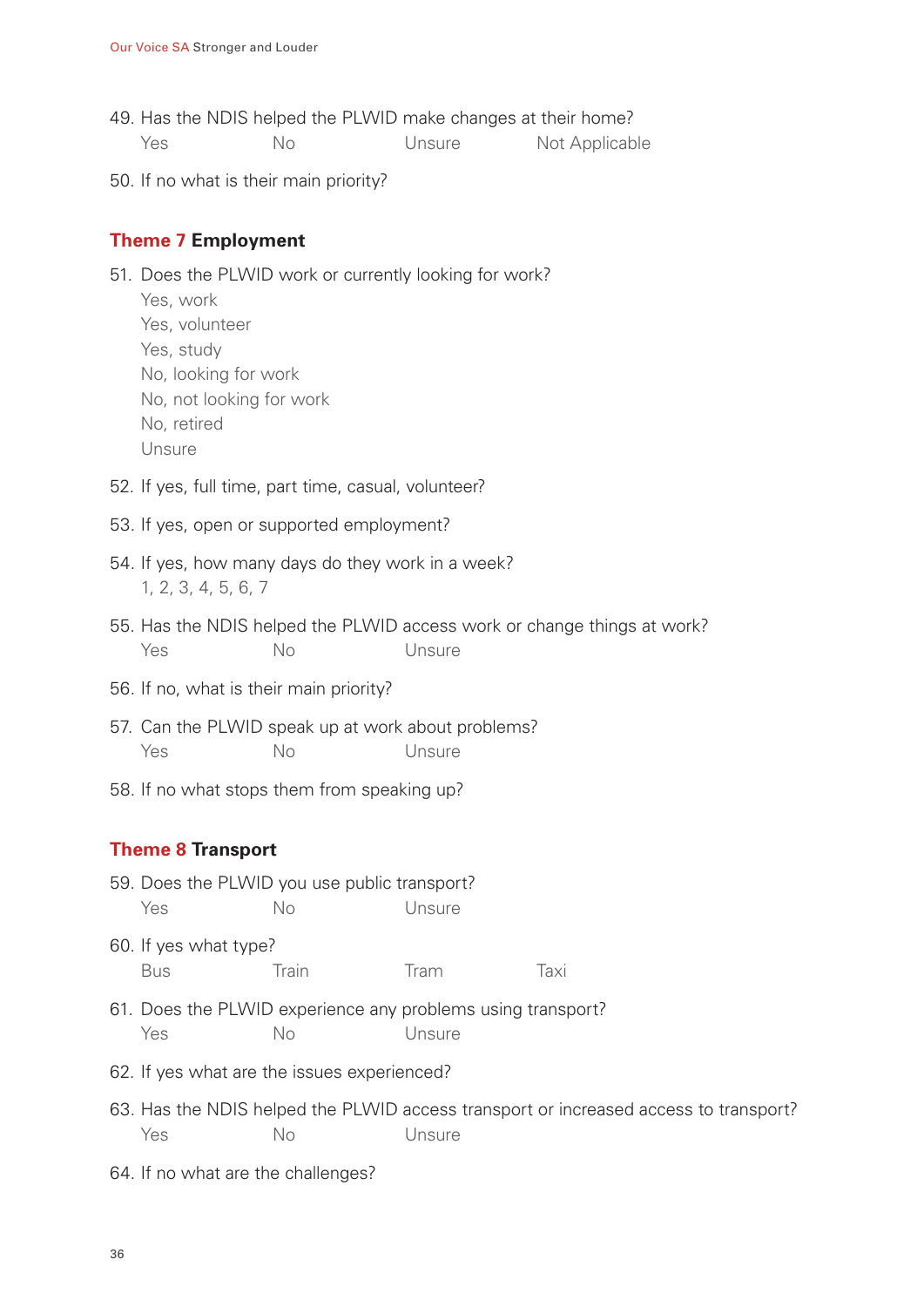49. Has the NDIS helped the PLWID make changes at their home?
    Yes     No     Unsure     Not Applicable

50. If no what is their main priority?

## Theme 7 Employment

51. Does the PLWID work or currently looking for work?
    - Yes, work
    - Yes, volunteer
    - Yes, study
    - No, looking for work
    - No, not looking for work
    - No, retired
    - Unsure

52. If yes, full time, part time, casual, volunteer?

53. If yes, open or supported employment?

54. If yes, how many days do they work in a week?
    1, 2, 3, 4, 5, 6, 7

55. Has the NDIS helped the PLWID access work or change things at work?
    Yes     No     Unsure

56. If no, what is their main priority?

57. Can the PLWID speak up at work about problems?
    Yes     No     Unsure

58. If no what stops them from speaking up?

## Theme 8 Transport

59. Does the PLWID you use public transport?
    Yes     No     Unsure

60. If yes what type?
    Bus     Train     Tram     Taxi

61. Does the PLWID experience any problems using transport?
    Yes     No     Unsure

62. If yes what are the issues experienced?

63. Has the NDIS helped the PLWID access transport or increased access to transport?
    Yes     No     Unsure

64. If no what are the challenges?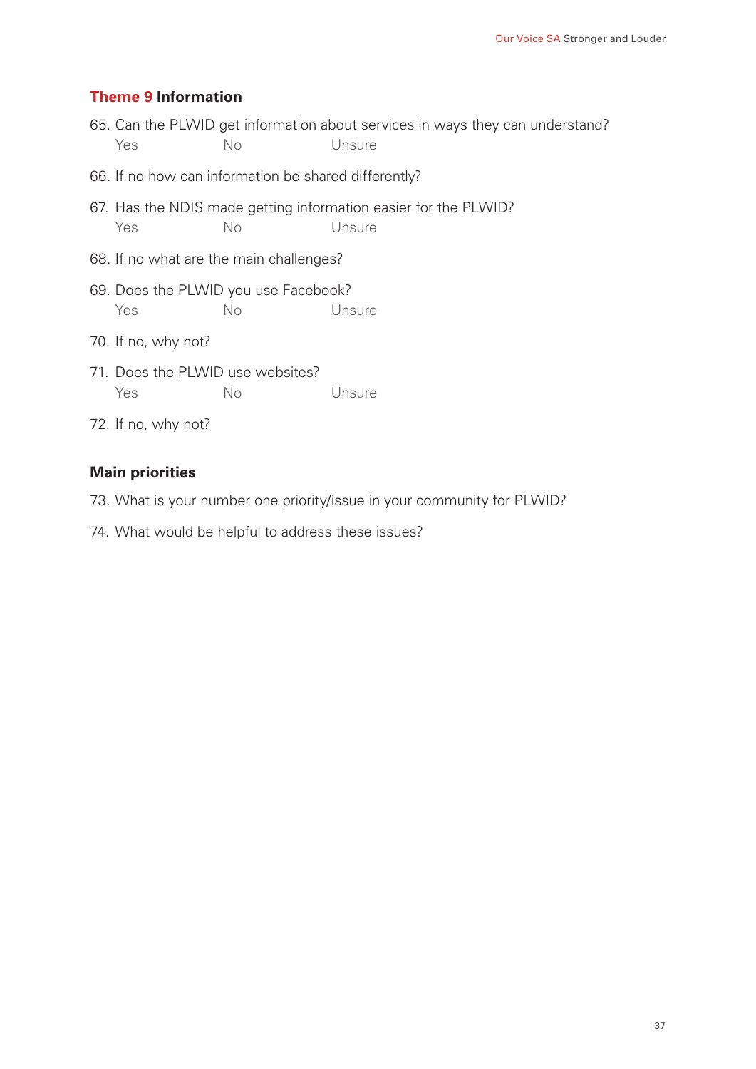## Theme 9 Information

65. Can the PLWID get information about services in ways they can understand?

    Yes    No    Unsure

66. If no how can information be shared differently?

67. Has the NDIS made getting information easier for the PLWID?

    Yes    No    Unsure

68. If no what are the main challenges?

69. Does the PLWID you use Facebook?

    Yes    No    Unsure

70. If no, why not?

71. Does the PLWID use websites?

    Yes    No    Unsure

72. If no, why not?

## Main priorities

73. What is your number one priority/issue in your community for PLWID?

74. What would be helpful to address these issues?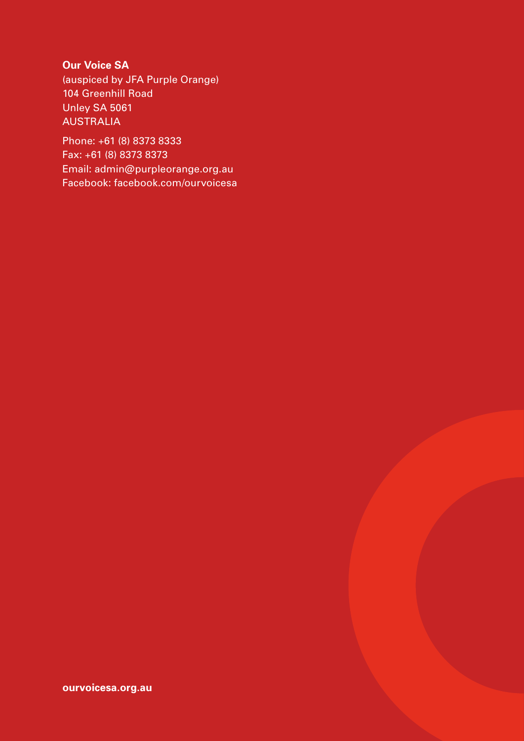**Our Voice SA**
(auspiced by JFA Purple Orange)
104 Greenhill Road
Unley SA 5061
AUSTRALIA

Phone: +61 (8) 8373 8333
Fax: +61 (8) 8373 8373
Email: admin@purpleorange.org.au
Facebook: facebook.com/ourvoicesa

**ourvoicesa.org.au**